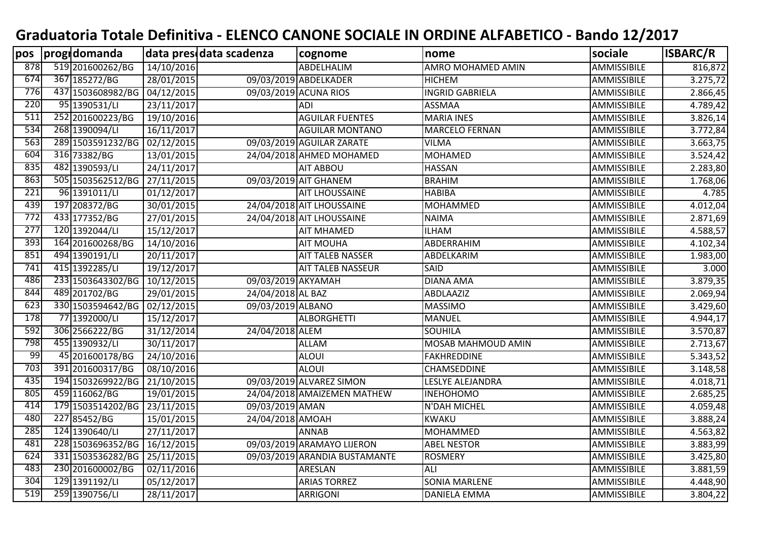# Graduatoria Totale Definitiva - ELENCO CANONE SOCIALE IN ORDINE ALFABETICO - Bando 12/2017

| pos | progr | domanda | data pres | data scadenza | cognome | nome | sociale | ISBARC/R |
|---|---|---|---|---|---|---|---|---|
| 878 | 519 | 201600262/BG | 14/10/2016 | | ABDELHALIM | AMRO MOHAMED AMIN | AMMISSIBILE | 816,872 |
| 674 | 367 | 185272/BG | 28/01/2015 | 09/03/2019 | ABDELKADER | HICHEM | AMMISSIBILE | 3.275,72 |
| 776 | 437 | 1503608982/BG | 04/12/2015 | 09/03/2019 | ACUNA RIOS | INGRID GABRIELA | AMMISSIBILE | 2.866,45 |
| 220 | 95 | 1390531/LI | 23/11/2017 | | ADI | ASSMAA | AMMISSIBILE | 4.789,42 |
| 511 | 252 | 201600223/BG | 19/10/2016 | | AGUILAR FUENTES | MARIA INES | AMMISSIBILE | 3.826,14 |
| 534 | 268 | 1390094/LI | 16/11/2017 | | AGUILAR MONTANO | MARCELO FERNAN | AMMISSIBILE | 3.772,84 |
| 563 | 289 | 1503591232/BG | 02/12/2015 | 09/03/2019 | AGUILAR ZARATE | VILMA | AMMISSIBILE | 3.663,75 |
| 604 | 316 | 73382/BG | 13/01/2015 | 24/04/2018 | AHMED MOHAMED | MOHAMED | AMMISSIBILE | 3.524,42 |
| 835 | 482 | 1390593/LI | 24/11/2017 | | AIT ABBOU | HASSAN | AMMISSIBILE | 2.283,80 |
| 863 | 505 | 1503562512/BG | 27/11/2015 | 09/03/2019 | AIT GHANEM | BRAHIM | AMMISSIBILE | 1.768,06 |
| 221 | 96 | 1391011/LI | 01/12/2017 | | AIT LHOUSSAINE | HABIBA | AMMISSIBILE | 4.785 |
| 439 | 197 | 208372/BG | 30/01/2015 | 24/04/2018 | AIT LHOUSSAINE | MOHAMMED | AMMISSIBILE | 4.012,04 |
| 772 | 433 | 177352/BG | 27/01/2015 | 24/04/2018 | AIT LHOUSSAINE | NAIMA | AMMISSIBILE | 2.871,69 |
| 277 | 120 | 1392044/LI | 15/12/2017 | | AIT MHAMED | ILHAM | AMMISSIBILE | 4.588,57 |
| 393 | 164 | 201600268/BG | 14/10/2016 | | AIT MOUHA | ABDERRAHIM | AMMISSIBILE | 4.102,34 |
| 851 | 494 | 1390191/LI | 20/11/2017 | | AIT TALEB NASSER | ABDELKARIM | AMMISSIBILE | 1.983,00 |
| 741 | 415 | 1392285/LI | 19/12/2017 | | AIT TALEB NASSEUR | SAID | AMMISSIBILE | 3.000 |
| 486 | 233 | 1503643302/BG | 10/12/2015 | 09/03/2019 | AKYAMAH | DIANA AMA | AMMISSIBILE | 3.879,35 |
| 844 | 489 | 201702/BG | 29/01/2015 | 24/04/2018 | AL BAZ | ABDLAAZIZ | AMMISSIBILE | 2.069,94 |
| 623 | 330 | 1503594642/BG | 02/12/2015 | 09/03/2019 | ALBANO | MASSIMO | AMMISSIBILE | 3.429,60 |
| 178 | 77 | 1392000/LI | 15/12/2017 | | ALBORGHETTI | MANUEL | AMMISSIBILE | 4.944,17 |
| 592 | 306 | 2566222/BG | 31/12/2014 | 24/04/2018 | ALEM | SOUHILA | AMMISSIBILE | 3.570,87 |
| 798 | 455 | 1390932/LI | 30/11/2017 | | ALLAM | MOSAB MAHMOUD AMIN | AMMISSIBILE | 2.713,67 |
| 99 | 45 | 201600178/BG | 24/10/2016 | | ALOUI | FAKHREDDINE | AMMISSIBILE | 5.343,52 |
| 703 | 391 | 201600317/BG | 08/10/2016 | | ALOUI | CHAMSEDDINE | AMMISSIBILE | 3.148,58 |
| 435 | 194 | 1503269922/BG | 21/10/2015 | 09/03/2019 | ALVAREZ SIMON | LESLYE ALEJANDRA | AMMISSIBILE | 4.018,71 |
| 805 | 459 | 116062/BG | 19/01/2015 | 24/04/2018 | AMAIZEMEN MATHEW | INEHOHOMO | AMMISSIBILE | 2.685,25 |
| 414 | 179 | 1503514202/BG | 23/11/2015 | 09/03/2019 | AMAN | N'DAH MICHEL | AMMISSIBILE | 4.059,48 |
| 480 | 227 | 85452/BG | 15/01/2015 | 24/04/2018 | AMOAH | KWAKU | AMMISSIBILE | 3.888,24 |
| 285 | 124 | 1390640/LI | 27/11/2017 | | ANNAB | MOHAMMED | AMMISSIBILE | 4.563,82 |
| 481 | 228 | 1503696352/BG | 16/12/2015 | 09/03/2019 | ARAMAYO LIJERON | ABEL NESTOR | AMMISSIBILE | 3.883,99 |
| 624 | 331 | 1503536282/BG | 25/11/2015 | 09/03/2019 | ARANDIA BUSTAMANTE | ROSMERY | AMMISSIBILE | 3.425,80 |
| 483 | 230 | 201600002/BG | 02/11/2016 | | ARESLAN | ALI | AMMISSIBILE | 3.881,59 |
| 304 | 129 | 1391192/LI | 05/12/2017 | | ARIAS TORREZ | SONIA MARLENE | AMMISSIBILE | 4.448,90 |
| 519 | 259 | 1390756/LI | 28/11/2017 | | ARRIGONI | DANIELA EMMA | AMMISSIBILE | 3.804,22 |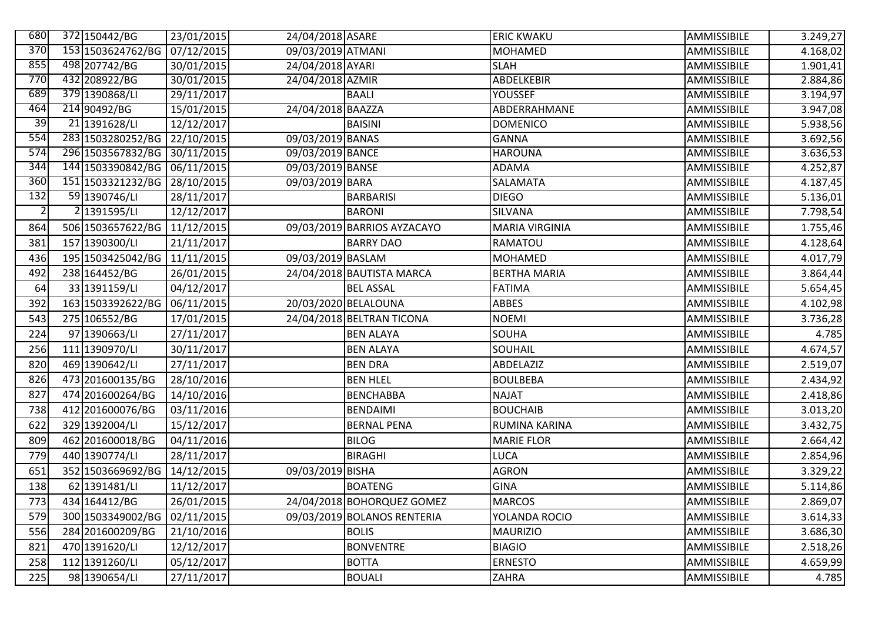| | | | | | | | | |
|---|---|---|---|---|---|---|---|---|
| 680 | 372 | 150442/BG | 23/01/2015 | 24/04/2018 | ASARE | ERIC KWAKU | AMMISSIBILE | 3.249,27 |
| 370 | 153 | 1503624762/BG | 07/12/2015 | 09/03/2019 | ATMANI | MOHAMED | AMMISSIBILE | 4.168,02 |
| 855 | 498 | 207742/BG | 30/01/2015 | 24/04/2018 | AYARI | SLAH | AMMISSIBILE | 1.901,41 |
| 770 | 432 | 208922/BG | 30/01/2015 | 24/04/2018 | AZMIR | ABDELKEBIR | AMMISSIBILE | 2.884,86 |
| 689 | 379 | 1390868/LI | 29/11/2017 | | BAALI | YOUSSEF | AMMISSIBILE | 3.194,97 |
| 464 | 214 | 90492/BG | 15/01/2015 | 24/04/2018 | BAAZZA | ABDERRAHMANE | AMMISSIBILE | 3.947,08 |
| 39 | 21 | 1391628/LI | 12/12/2017 | | BAISINI | DOMENICO | AMMISSIBILE | 5.938,56 |
| 554 | 283 | 1503280252/BG | 22/10/2015 | 09/03/2019 | BANAS | GANNA | AMMISSIBILE | 3.692,56 |
| 574 | 296 | 1503567832/BG | 30/11/2015 | 09/03/2019 | BANCE | HAROUNA | AMMISSIBILE | 3.636,53 |
| 344 | 144 | 1503390842/BG | 06/11/2015 | 09/03/2019 | BANSE | ADAMA | AMMISSIBILE | 4.252,87 |
| 360 | 151 | 1503321232/BG | 28/10/2015 | 09/03/2019 | BARA | SALAMATA | AMMISSIBILE | 4.187,45 |
| 132 | 59 | 1390746/LI | 28/11/2017 | | BARBARISI | DIEGO | AMMISSIBILE | 5.136,01 |
| 2 | 2 | 1391595/LI | 12/12/2017 | | BARONI | SILVANA | AMMISSIBILE | 7.798,54 |
| 864 | 506 | 1503657622/BG | 11/12/2015 | 09/03/2019 | BARRIOS AYZACAYO | MARIA VIRGINIA | AMMISSIBILE | 1.755,46 |
| 381 | 157 | 1390300/LI | 21/11/2017 | | BARRY DAO | RAMATOU | AMMISSIBILE | 4.128,64 |
| 436 | 195 | 1503425042/BG | 11/11/2015 | 09/03/2019 | BASLAM | MOHAMED | AMMISSIBILE | 4.017,79 |
| 492 | 238 | 164452/BG | 26/01/2015 | 24/04/2018 | BAUTISTA MARCA | BERTHA MARIA | AMMISSIBILE | 3.864,44 |
| 64 | 33 | 1391159/LI | 04/12/2017 | | BEL ASSAL | FATIMA | AMMISSIBILE | 5.654,45 |
| 392 | 163 | 1503392622/BG | 06/11/2015 | 20/03/2020 | BELALOUNA | ABBES | AMMISSIBILE | 4.102,98 |
| 543 | 275 | 106552/BG | 17/01/2015 | 24/04/2018 | BELTRAN TICONA | NOEMI | AMMISSIBILE | 3.736,28 |
| 224 | 97 | 1390663/LI | 27/11/2017 | | BEN ALAYA | SOUHA | AMMISSIBILE | 4.785 |
| 256 | 111 | 1390970/LI | 30/11/2017 | | BEN ALAYA | SOUHAIL | AMMISSIBILE | 4.674,57 |
| 820 | 469 | 1390642/LI | 27/11/2017 | | BEN DRA | ABDELAZIZ | AMMISSIBILE | 2.519,07 |
| 826 | 473 | 201600135/BG | 28/10/2016 | | BEN HLEL | BOULBEBA | AMMISSIBILE | 2.434,92 |
| 827 | 474 | 201600264/BG | 14/10/2016 | | BENCHABBA | NAJAT | AMMISSIBILE | 2.418,86 |
| 738 | 412 | 201600076/BG | 03/11/2016 | | BENDAIMI | BOUCHAIB | AMMISSIBILE | 3.013,20 |
| 622 | 329 | 1392004/LI | 15/12/2017 | | BERNAL PENA | RUMINA KARINA | AMMISSIBILE | 3.432,75 |
| 809 | 462 | 201600018/BG | 04/11/2016 | | BILOG | MARIE FLOR | AMMISSIBILE | 2.664,42 |
| 779 | 440 | 1390774/LI | 28/11/2017 | | BIRAGHI | LUCA | AMMISSIBILE | 2.854,96 |
| 651 | 352 | 1503669692/BG | 14/12/2015 | 09/03/2019 | BISHA | AGRON | AMMISSIBILE | 3.329,22 |
| 138 | 62 | 1391481/LI | 11/12/2017 | | BOATENG | GINA | AMMISSIBILE | 5.114,86 |
| 773 | 434 | 164412/BG | 26/01/2015 | 24/04/2018 | BOHORQUEZ GOMEZ | MARCOS | AMMISSIBILE | 2.869,07 |
| 579 | 300 | 1503349002/BG | 02/11/2015 | 09/03/2019 | BOLANOS RENTERIA | YOLANDA ROCIO | AMMISSIBILE | 3.614,33 |
| 556 | 284 | 201600209/BG | 21/10/2016 | | BOLIS | MAURIZIO | AMMISSIBILE | 3.686,30 |
| 821 | 470 | 1391620/LI | 12/12/2017 | | BONVENTRE | BIAGIO | AMMISSIBILE | 2.518,26 |
| 258 | 112 | 1391260/LI | 05/12/2017 | | BOTTA | ERNESTO | AMMISSIBILE | 4.659,99 |
| 225 | 98 | 1390654/LI | 27/11/2017 | | BOUALI | ZAHRA | AMMISSIBILE | 4.785 |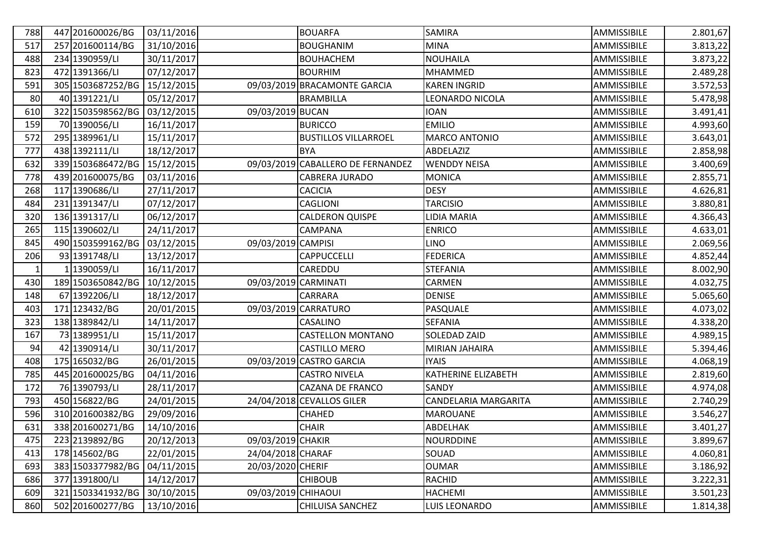| | | | | | | | | |
|---|---|---|---|---|---|---|---|---|
| 788 | 447 | 201600026/BG | 03/11/2016 | | BOUARFA | SAMIRA | AMMISSIBILE | 2.801,67 |
| 517 | 257 | 201600114/BG | 31/10/2016 | | BOUGHANIM | MINA | AMMISSIBILE | 3.813,22 |
| 488 | 234 | 1390959/LI | 30/11/2017 | | BOUHACHEM | NOUHAILA | AMMISSIBILE | 3.873,22 |
| 823 | 472 | 1391366/LI | 07/12/2017 | | BOURHIM | MHAMMED | AMMISSIBILE | 2.489,28 |
| 591 | 305 | 1503687252/BG | 15/12/2015 | 09/03/2019 | BRACAMONTE GARCIA | KAREN INGRID | AMMISSIBILE | 3.572,53 |
| 80 | 40 | 1391221/LI | 05/12/2017 | | BRAMBILLA | LEONARDO NICOLA | AMMISSIBILE | 5.478,98 |
| 610 | 322 | 1503598562/BG | 03/12/2015 | 09/03/2019 | BUCAN | IOAN | AMMISSIBILE | 3.491,41 |
| 159 | 70 | 1390056/LI | 16/11/2017 | | BURICCO | EMILIO | AMMISSIBILE | 4.993,60 |
| 572 | 295 | 1389961/LI | 15/11/2017 | | BUSTILLOS VILLARROEL | MARCO ANTONIO | AMMISSIBILE | 3.643,01 |
| 777 | 438 | 1392111/LI | 18/12/2017 | | BYA | ABDELAZIZ | AMMISSIBILE | 2.858,98 |
| 632 | 339 | 1503686472/BG | 15/12/2015 | 09/03/2019 | CABALLERO DE FERNANDEZ | WENDDY NEISA | AMMISSIBILE | 3.400,69 |
| 778 | 439 | 201600075/BG | 03/11/2016 | | CABRERA JURADO | MONICA | AMMISSIBILE | 2.855,71 |
| 268 | 117 | 1390686/LI | 27/11/2017 | | CACICIA | DESY | AMMISSIBILE | 4.626,81 |
| 484 | 231 | 1391347/LI | 07/12/2017 | | CAGLIONI | TARCISIO | AMMISSIBILE | 3.880,81 |
| 320 | 136 | 1391317/LI | 06/12/2017 | | CALDERON QUISPE | LIDIA MARIA | AMMISSIBILE | 4.366,43 |
| 265 | 115 | 1390602/LI | 24/11/2017 | | CAMPANA | ENRICO | AMMISSIBILE | 4.633,01 |
| 845 | 490 | 1503599162/BG | 03/12/2015 | 09/03/2019 | CAMPISI | LINO | AMMISSIBILE | 2.069,56 |
| 206 | 93 | 1391748/LI | 13/12/2017 | | CAPPUCCELLI | FEDERICA | AMMISSIBILE | 4.852,44 |
| 1 | 1 | 1390059/LI | 16/11/2017 | | CAREDDU | STEFANIA | AMMISSIBILE | 8.002,90 |
| 430 | 189 | 1503650842/BG | 10/12/2015 | 09/03/2019 | CARMINATI | CARMEN | AMMISSIBILE | 4.032,75 |
| 148 | 67 | 1392206/LI | 18/12/2017 | | CARRARA | DENISE | AMMISSIBILE | 5.065,60 |
| 403 | 171 | 123432/BG | 20/01/2015 | 09/03/2019 | CARRATURO | PASQUALE | AMMISSIBILE | 4.073,02 |
| 323 | 138 | 1389842/LI | 14/11/2017 | | CASALINO | SEFANIA | AMMISSIBILE | 4.338,20 |
| 167 | 73 | 1389951/LI | 15/11/2017 | | CASTELLON MONTANO | SOLEDAD ZAID | AMMISSIBILE | 4.989,15 |
| 94 | 42 | 1390914/LI | 30/11/2017 | | CASTILLO MERO | MIRIAN JAHAIRA | AMMISSIBILE | 5.394,46 |
| 408 | 175 | 165032/BG | 26/01/2015 | 09/03/2019 | CASTRO GARCIA | IYAIS | AMMISSIBILE | 4.068,19 |
| 785 | 445 | 201600025/BG | 04/11/2016 | | CASTRO NIVELA | KATHERINE ELIZABETH | AMMISSIBILE | 2.819,60 |
| 172 | 76 | 1390793/LI | 28/11/2017 | | CAZANA DE FRANCO | SANDY | AMMISSIBILE | 4.974,08 |
| 793 | 450 | 156822/BG | 24/01/2015 | 24/04/2018 | CEVALLOS GILER | CANDELARIA MARGARITA | AMMISSIBILE | 2.740,29 |
| 596 | 310 | 201600382/BG | 29/09/2016 | | CHAHED | MAROUANE | AMMISSIBILE | 3.546,27 |
| 631 | 338 | 201600271/BG | 14/10/2016 | | CHAIR | ABDELHAK | AMMISSIBILE | 3.401,27 |
| 475 | 223 | 2139892/BG | 20/12/2013 | 09/03/2019 | CHAKIR | NOURDDINE | AMMISSIBILE | 3.899,67 |
| 413 | 178 | 145602/BG | 22/01/2015 | 24/04/2018 | CHARAF | SOUAD | AMMISSIBILE | 4.060,81 |
| 693 | 383 | 1503377982/BG | 04/11/2015 | 20/03/2020 | CHERIF | OUMAR | AMMISSIBILE | 3.186,92 |
| 686 | 377 | 1391800/LI | 14/12/2017 | | CHIBOUB | RACHID | AMMISSIBILE | 3.222,31 |
| 609 | 321 | 1503341932/BG | 30/10/2015 | 09/03/2019 | CHIHAOUI | HACHEMI | AMMISSIBILE | 3.501,23 |
| 860 | 502 | 201600277/BG | 13/10/2016 | | CHILUISA SANCHEZ | LUIS LEONARDO | AMMISSIBILE | 1.814,38 |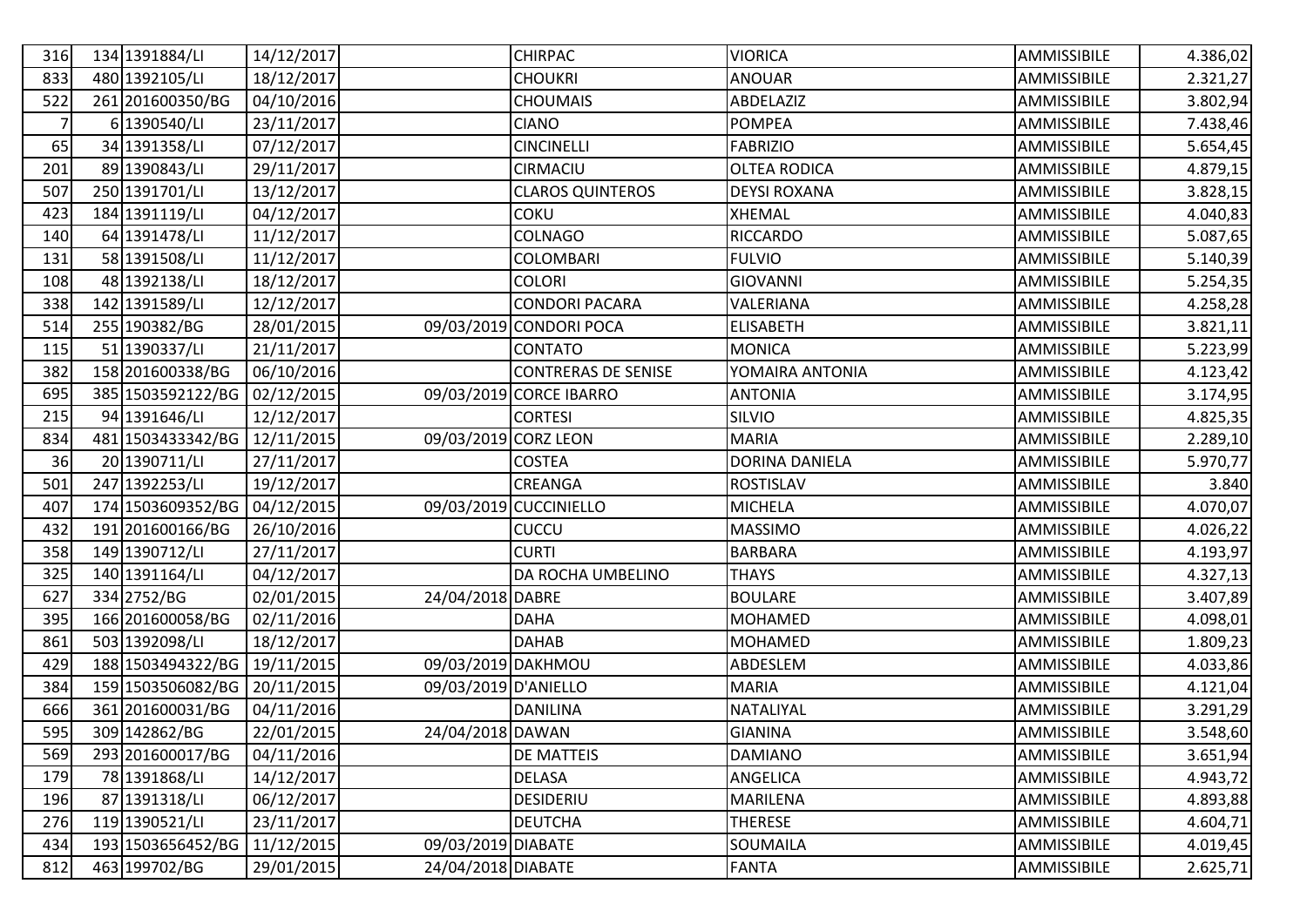| | | | | | | | | |
|---|---|---|---|---|---|---|---|---|
| 316 | 134 | 1391884/LI | 14/12/2017 | | CHIRPAC | VIORICA | AMMISSIBILE | 4.386,02 |
| 833 | 480 | 1392105/LI | 18/12/2017 | | CHOUKRI | ANOUAR | AMMISSIBILE | 2.321,27 |
| 522 | 261 | 201600350/BG | 04/10/2016 | | CHOUMAIS | ABDELAZIZ | AMMISSIBILE | 3.802,94 |
| 7 | 6 | 1390540/LI | 23/11/2017 | | CIANO | POMPEA | AMMISSIBILE | 7.438,46 |
| 65 | 34 | 1391358/LI | 07/12/2017 | | CINCINELLI | FABRIZIO | AMMISSIBILE | 5.654,45 |
| 201 | 89 | 1390843/LI | 29/11/2017 | | CIRMACIU | OLTEA RODICA | AMMISSIBILE | 4.879,15 |
| 507 | 250 | 1391701/LI | 13/12/2017 | | CLAROS QUINTEROS | DEYSI ROXANA | AMMISSIBILE | 3.828,15 |
| 423 | 184 | 1391119/LI | 04/12/2017 | | COKU | XHEMAL | AMMISSIBILE | 4.040,83 |
| 140 | 64 | 1391478/LI | 11/12/2017 | | COLNAGO | RICCARDO | AMMISSIBILE | 5.087,65 |
| 131 | 58 | 1391508/LI | 11/12/2017 | | COLOMBARI | FULVIO | AMMISSIBILE | 5.140,39 |
| 108 | 48 | 1392138/LI | 18/12/2017 | | COLORI | GIOVANNI | AMMISSIBILE | 5.254,35 |
| 338 | 142 | 1391589/LI | 12/12/2017 | | CONDORI PACARA | VALERIANA | AMMISSIBILE | 4.258,28 |
| 514 | 255 | 190382/BG | 28/01/2015 | 09/03/2019 | CONDORI POCA | ELISABETH | AMMISSIBILE | 3.821,11 |
| 115 | 51 | 1390337/LI | 21/11/2017 | | CONTATO | MONICA | AMMISSIBILE | 5.223,99 |
| 382 | 158 | 201600338/BG | 06/10/2016 | | CONTRERAS DE SENISE | YOMAIRA ANTONIA | AMMISSIBILE | 4.123,42 |
| 695 | 385 | 1503592122/BG | 02/12/2015 | 09/03/2019 | CORCE IBARRO | ANTONIA | AMMISSIBILE | 3.174,95 |
| 215 | 94 | 1391646/LI | 12/12/2017 | | CORTESI | SILVIO | AMMISSIBILE | 4.825,35 |
| 834 | 481 | 1503433342/BG | 12/11/2015 | 09/03/2019 | CORZ LEON | MARIA | AMMISSIBILE | 2.289,10 |
| 36 | 20 | 1390711/LI | 27/11/2017 | | COSTEA | DORINA DANIELA | AMMISSIBILE | 5.970,77 |
| 501 | 247 | 1392253/LI | 19/12/2017 | | CREANGA | ROSTISLAV | AMMISSIBILE | 3.840 |
| 407 | 174 | 1503609352/BG | 04/12/2015 | 09/03/2019 | CUCCINIELLO | MICHELA | AMMISSIBILE | 4.070,07 |
| 432 | 191 | 201600166/BG | 26/10/2016 | | CUCCU | MASSIMO | AMMISSIBILE | 4.026,22 |
| 358 | 149 | 1390712/LI | 27/11/2017 | | CURTI | BARBARA | AMMISSIBILE | 4.193,97 |
| 325 | 140 | 1391164/LI | 04/12/2017 | | DA ROCHA UMBELINO | THAYS | AMMISSIBILE | 4.327,13 |
| 627 | 334 | 2752/BG | 02/01/2015 | 24/04/2018 | DABRE | BOULARE | AMMISSIBILE | 3.407,89 |
| 395 | 166 | 201600058/BG | 02/11/2016 | | DAHA | MOHAMED | AMMISSIBILE | 4.098,01 |
| 861 | 503 | 1392098/LI | 18/12/2017 | | DAHAB | MOHAMED | AMMISSIBILE | 1.809,23 |
| 429 | 188 | 1503494322/BG | 19/11/2015 | 09/03/2019 | DAKHMOU | ABDESLEM | AMMISSIBILE | 4.033,86 |
| 384 | 159 | 1503506082/BG | 20/11/2015 | 09/03/2019 | D'ANIELLO | MARIA | AMMISSIBILE | 4.121,04 |
| 666 | 361 | 201600031/BG | 04/11/2016 | | DANILINA | NATALIYAL | AMMISSIBILE | 3.291,29 |
| 595 | 309 | 142862/BG | 22/01/2015 | 24/04/2018 | DAWAN | GIANINA | AMMISSIBILE | 3.548,60 |
| 569 | 293 | 201600017/BG | 04/11/2016 | | DE MATTEIS | DAMIANO | AMMISSIBILE | 3.651,94 |
| 179 | 78 | 1391868/LI | 14/12/2017 | | DELASA | ANGELICA | AMMISSIBILE | 4.943,72 |
| 196 | 87 | 1391318/LI | 06/12/2017 | | DESIDERIU | MARILENA | AMMISSIBILE | 4.893,88 |
| 276 | 119 | 1390521/LI | 23/11/2017 | | DEUTCHA | THERESE | AMMISSIBILE | 4.604,71 |
| 434 | 193 | 1503656452/BG | 11/12/2015 | 09/03/2019 | DIABATE | SOUMAILA | AMMISSIBILE | 4.019,45 |
| 812 | 463 | 199702/BG | 29/01/2015 | 24/04/2018 | DIABATE | FANTA | AMMISSIBILE | 2.625,71 |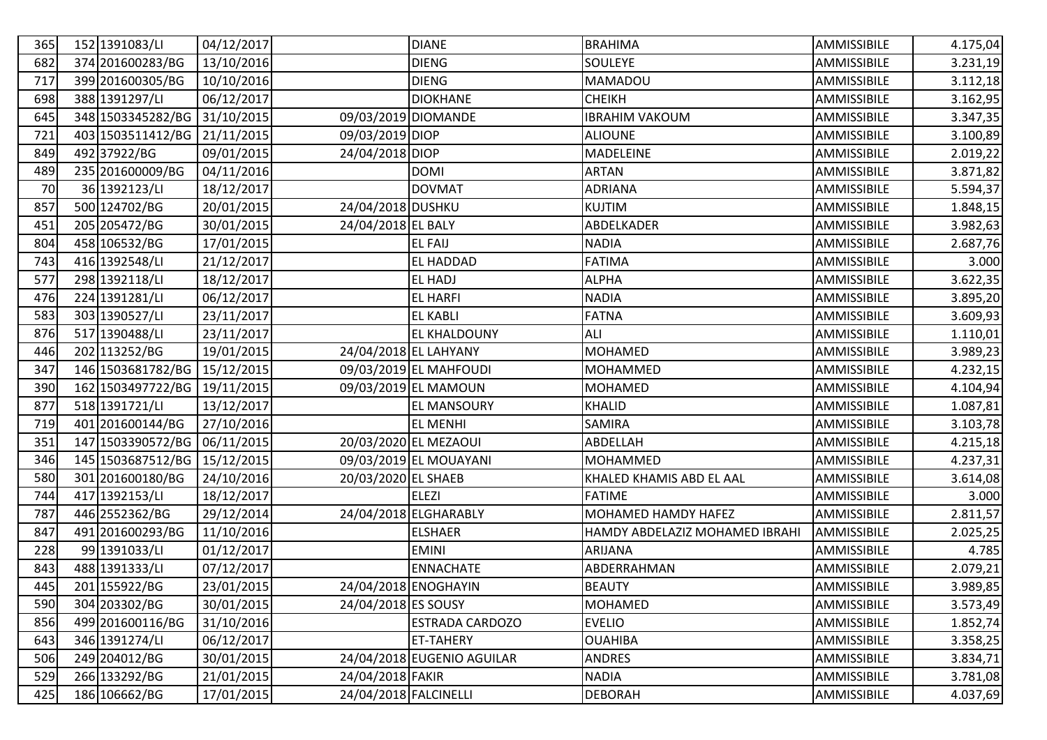| | | | | | | | | |
|---|---|---|---|---|---|---|---|---|
| 365 | 152 | 1391083/LI | 04/12/2017 | | DIANE | BRAHIMA | AMMISSIBILE | 4.175,04 |
| 682 | 374 | 201600283/BG | 13/10/2016 | | DIENG | SOULEYE | AMMISSIBILE | 3.231,19 |
| 717 | 399 | 201600305/BG | 10/10/2016 | | DIENG | MAMADOU | AMMISSIBILE | 3.112,18 |
| 698 | 388 | 1391297/LI | 06/12/2017 | | DIOKHANE | CHEIKH | AMMISSIBILE | 3.162,95 |
| 645 | 348 | 1503345282/BG | 31/10/2015 | 09/03/2019 | DIOMANDE | IBRAHIM VAKOUM | AMMISSIBILE | 3.347,35 |
| 721 | 403 | 1503511412/BG | 21/11/2015 | 09/03/2019 | DIOP | ALIOUNE | AMMISSIBILE | 3.100,89 |
| 849 | 492 | 37922/BG | 09/01/2015 | 24/04/2018 | DIOP | MADELEINE | AMMISSIBILE | 2.019,22 |
| 489 | 235 | 201600009/BG | 04/11/2016 | | DOMI | ARTAN | AMMISSIBILE | 3.871,82 |
| 70 | 36 | 1392123/LI | 18/12/2017 | | DOVMAT | ADRIANA | AMMISSIBILE | 5.594,37 |
| 857 | 500 | 124702/BG | 20/01/2015 | 24/04/2018 | DUSHKU | KUJTIM | AMMISSIBILE | 1.848,15 |
| 451 | 205 | 205472/BG | 30/01/2015 | 24/04/2018 | EL BALY | ABDELKADER | AMMISSIBILE | 3.982,63 |
| 804 | 458 | 106532/BG | 17/01/2015 | | EL FAIJ | NADIA | AMMISSIBILE | 2.687,76 |
| 743 | 416 | 1392548/LI | 21/12/2017 | | EL HADDAD | FATIMA | AMMISSIBILE | 3.000 |
| 577 | 298 | 1392118/LI | 18/12/2017 | | EL HADJ | ALPHA | AMMISSIBILE | 3.622,35 |
| 476 | 224 | 1391281/LI | 06/12/2017 | | EL HARFI | NADIA | AMMISSIBILE | 3.895,20 |
| 583 | 303 | 1390527/LI | 23/11/2017 | | EL KABLI | FATNA | AMMISSIBILE | 3.609,93 |
| 876 | 517 | 1390488/LI | 23/11/2017 | | EL KHALDOUNY | ALI | AMMISSIBILE | 1.110,01 |
| 446 | 202 | 113252/BG | 19/01/2015 | 24/04/2018 | EL LAHYANY | MOHAMED | AMMISSIBILE | 3.989,23 |
| 347 | 146 | 1503681782/BG | 15/12/2015 | 09/03/2019 | EL MAHFOUDI | MOHAMMED | AMMISSIBILE | 4.232,15 |
| 390 | 162 | 1503497722/BG | 19/11/2015 | 09/03/2019 | EL MAMOUN | MOHAMED | AMMISSIBILE | 4.104,94 |
| 877 | 518 | 1391721/LI | 13/12/2017 | | EL MANSOURY | KHALID | AMMISSIBILE | 1.087,81 |
| 719 | 401 | 201600144/BG | 27/10/2016 | | EL MENHI | SAMIRA | AMMISSIBILE | 3.103,78 |
| 351 | 147 | 1503390572/BG | 06/11/2015 | 20/03/2020 | EL MEZAOUI | ABDELLAH | AMMISSIBILE | 4.215,18 |
| 346 | 145 | 1503687512/BG | 15/12/2015 | 09/03/2019 | EL MOUAYANI | MOHAMMED | AMMISSIBILE | 4.237,31 |
| 580 | 301 | 201600180/BG | 24/10/2016 | 20/03/2020 | EL SHAEB | KHALED KHAMIS ABD EL AAL | AMMISSIBILE | 3.614,08 |
| 744 | 417 | 1392153/LI | 18/12/2017 | | ELEZI | FATIME | AMMISSIBILE | 3.000 |
| 787 | 446 | 2552362/BG | 29/12/2014 | 24/04/2018 | ELGHARABLY | MOHAMED HAMDY HAFEZ | AMMISSIBILE | 2.811,57 |
| 847 | 491 | 201600293/BG | 11/10/2016 | | ELSHAER | HAMDY ABDELAZIZ MOHAMED IBRAHI | AMMISSIBILE | 2.025,25 |
| 228 | 99 | 1391033/LI | 01/12/2017 | | EMINI | ARIJANA | AMMISSIBILE | 4.785 |
| 843 | 488 | 1391333/LI | 07/12/2017 | | ENNACHATE | ABDERRAHMAN | AMMISSIBILE | 2.079,21 |
| 445 | 201 | 155922/BG | 23/01/2015 | 24/04/2018 | ENOGHAYIN | BEAUTY | AMMISSIBILE | 3.989,85 |
| 590 | 304 | 203302/BG | 30/01/2015 | 24/04/2018 | ES SOUSY | MOHAMED | AMMISSIBILE | 3.573,49 |
| 856 | 499 | 201600116/BG | 31/10/2016 | | ESTRADA CARDOZO | EVELIO | AMMISSIBILE | 1.852,74 |
| 643 | 346 | 1391274/LI | 06/12/2017 | | ET-TAHERY | OUAHIBA | AMMISSIBILE | 3.358,25 |
| 506 | 249 | 204012/BG | 30/01/2015 | 24/04/2018 | EUGENIO AGUILAR | ANDRES | AMMISSIBILE | 3.834,71 |
| 529 | 266 | 133292/BG | 21/01/2015 | 24/04/2018 | FAKIR | NADIA | AMMISSIBILE | 3.781,08 |
| 425 | 186 | 106662/BG | 17/01/2015 | 24/04/2018 | FALCINELLI | DEBORAH | AMMISSIBILE | 4.037,69 |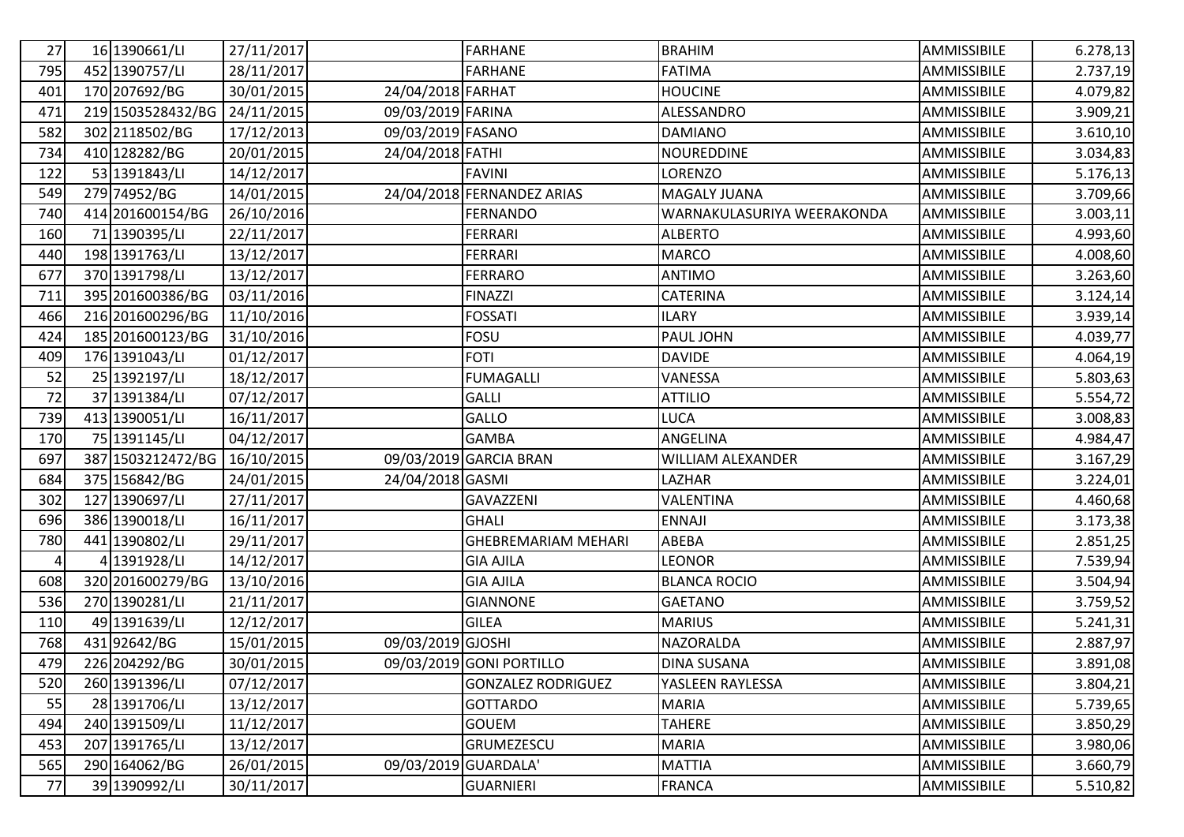| | | | | | | | | |
|---|---|---|---|---|---|---|---|---|
| 27 | 16 | 1390661/LI | 27/11/2017 | | FARHANE | BRAHIM | AMMISSIBILE | 6.278,13 |
| 795 | 452 | 1390757/LI | 28/11/2017 | | FARHANE | FATIMA | AMMISSIBILE | 2.737,19 |
| 401 | 170 | 207692/BG | 30/01/2015 | 24/04/2018 | FARHAT | HOUCINE | AMMISSIBILE | 4.079,82 |
| 471 | 219 | 1503528432/BG | 24/11/2015 | 09/03/2019 | FARINA | ALESSANDRO | AMMISSIBILE | 3.909,21 |
| 582 | 302 | 2118502/BG | 17/12/2013 | 09/03/2019 | FASANO | DAMIANO | AMMISSIBILE | 3.610,10 |
| 734 | 410 | 128282/BG | 20/01/2015 | 24/04/2018 | FATHI | NOUREDDINE | AMMISSIBILE | 3.034,83 |
| 122 | 53 | 1391843/LI | 14/12/2017 | | FAVINI | LORENZO | AMMISSIBILE | 5.176,13 |
| 549 | 279 | 74952/BG | 14/01/2015 | 24/04/2018 | FERNANDEZ ARIAS | MAGALY JUANA | AMMISSIBILE | 3.709,66 |
| 740 | 414 | 201600154/BG | 26/10/2016 | | FERNANDO | WARNAKULASURIYA WEERAKONDA | AMMISSIBILE | 3.003,11 |
| 160 | 71 | 1390395/LI | 22/11/2017 | | FERRARI | ALBERTO | AMMISSIBILE | 4.993,60 |
| 440 | 198 | 1391763/LI | 13/12/2017 | | FERRARI | MARCO | AMMISSIBILE | 4.008,60 |
| 677 | 370 | 1391798/LI | 13/12/2017 | | FERRARO | ANTIMO | AMMISSIBILE | 3.263,60 |
| 711 | 395 | 201600386/BG | 03/11/2016 | | FINAZZI | CATERINA | AMMISSIBILE | 3.124,14 |
| 466 | 216 | 201600296/BG | 11/10/2016 | | FOSSATI | ILARY | AMMISSIBILE | 3.939,14 |
| 424 | 185 | 201600123/BG | 31/10/2016 | | FOSU | PAUL JOHN | AMMISSIBILE | 4.039,77 |
| 409 | 176 | 1391043/LI | 01/12/2017 | | FOTI | DAVIDE | AMMISSIBILE | 4.064,19 |
| 52 | 25 | 1392197/LI | 18/12/2017 | | FUMAGALLI | VANESSA | AMMISSIBILE | 5.803,63 |
| 72 | 37 | 1391384/LI | 07/12/2017 | | GALLI | ATTILIO | AMMISSIBILE | 5.554,72 |
| 739 | 413 | 1390051/LI | 16/11/2017 | | GALLO | LUCA | AMMISSIBILE | 3.008,83 |
| 170 | 75 | 1391145/LI | 04/12/2017 | | GAMBA | ANGELINA | AMMISSIBILE | 4.984,47 |
| 697 | 387 | 1503212472/BG | 16/10/2015 | 09/03/2019 | GARCIA BRAN | WILLIAM ALEXANDER | AMMISSIBILE | 3.167,29 |
| 684 | 375 | 156842/BG | 24/01/2015 | 24/04/2018 | GASMI | LAZHAR | AMMISSIBILE | 3.224,01 |
| 302 | 127 | 1390697/LI | 27/11/2017 | | GAVAZZENI | VALENTINA | AMMISSIBILE | 4.460,68 |
| 696 | 386 | 1390018/LI | 16/11/2017 | | GHALI | ENNAJI | AMMISSIBILE | 3.173,38 |
| 780 | 441 | 1390802/LI | 29/11/2017 | | GHEBREMARIAM MEHARI | ABEBA | AMMISSIBILE | 2.851,25 |
| 4 | 4 | 1391928/LI | 14/12/2017 | | GIA AJILA | LEONOR | AMMISSIBILE | 7.539,94 |
| 608 | 320 | 201600279/BG | 13/10/2016 | | GIA AJILA | BLANCA ROCIO | AMMISSIBILE | 3.504,94 |
| 536 | 270 | 1390281/LI | 21/11/2017 | | GIANNONE | GAETANO | AMMISSIBILE | 3.759,52 |
| 110 | 49 | 1391639/LI | 12/12/2017 | | GILEA | MARIUS | AMMISSIBILE | 5.241,31 |
| 768 | 431 | 92642/BG | 15/01/2015 | 09/03/2019 | GJOSHI | NAZORALDA | AMMISSIBILE | 2.887,97 |
| 479 | 226 | 204292/BG | 30/01/2015 | 09/03/2019 | GONI PORTILLO | DINA SUSANA | AMMISSIBILE | 3.891,08 |
| 520 | 260 | 1391396/LI | 07/12/2017 | | GONZALEZ RODRIGUEZ | YASLEEN RAYLESSA | AMMISSIBILE | 3.804,21 |
| 55 | 28 | 1391706/LI | 13/12/2017 | | GOTTARDO | MARIA | AMMISSIBILE | 5.739,65 |
| 494 | 240 | 1391509/LI | 11/12/2017 | | GOUEM | TAHERE | AMMISSIBILE | 3.850,29 |
| 453 | 207 | 1391765/LI | 13/12/2017 | | GRUMEZESCU | MARIA | AMMISSIBILE | 3.980,06 |
| 565 | 290 | 164062/BG | 26/01/2015 | 09/03/2019 | GUARDALA' | MATTIA | AMMISSIBILE | 3.660,79 |
| 77 | 39 | 1390992/LI | 30/11/2017 | | GUARNIERI | FRANCA | AMMISSIBILE | 5.510,82 |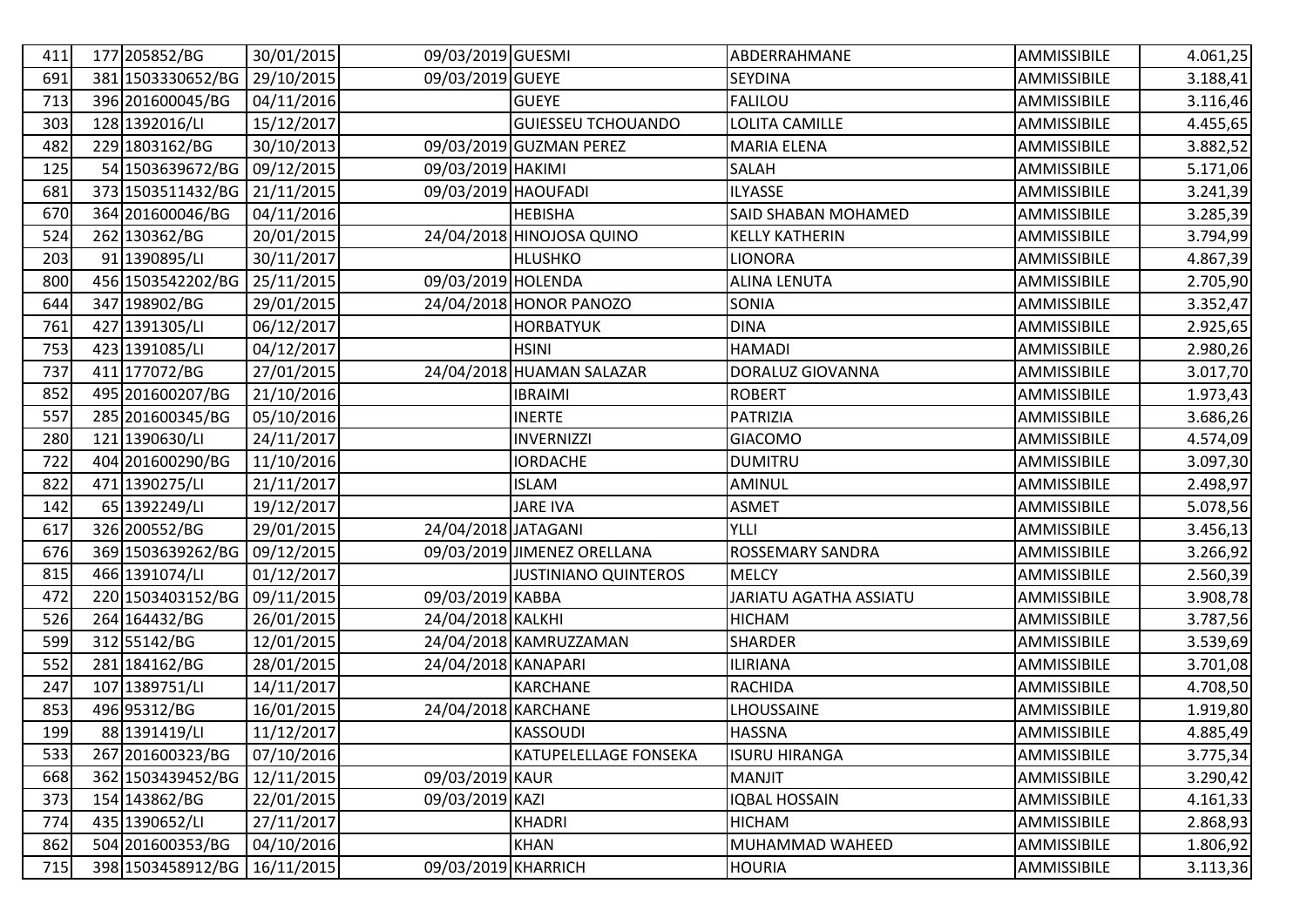| | | | | | | | | |
|---|---|---|---|---|---|---|---|---|
| 411 | 177 | 205852/BG | 30/01/2015 | 09/03/2019 | GUESMI | ABDERRAHMANE | AMMISSIBILE | 4.061,25 |
| 691 | 381 | 1503330652/BG | 29/10/2015 | 09/03/2019 | GUEYE | SEYDINA | AMMISSIBILE | 3.188,41 |
| 713 | 396 | 201600045/BG | 04/11/2016 | | GUEYE | FALILOU | AMMISSIBILE | 3.116,46 |
| 303 | 128 | 1392016/LI | 15/12/2017 | | GUIESSEU TCHOUANDO | LOLITA CAMILLE | AMMISSIBILE | 4.455,65 |
| 482 | 229 | 1803162/BG | 30/10/2013 | 09/03/2019 | GUZMAN PEREZ | MARIA ELENA | AMMISSIBILE | 3.882,52 |
| 125 | 54 | 1503639672/BG | 09/12/2015 | 09/03/2019 | HAKIMI | SALAH | AMMISSIBILE | 5.171,06 |
| 681 | 373 | 1503511432/BG | 21/11/2015 | 09/03/2019 | HAOUFADI | ILYASSE | AMMISSIBILE | 3.241,39 |
| 670 | 364 | 201600046/BG | 04/11/2016 | | HEBISHA | SAID SHABAN MOHAMED | AMMISSIBILE | 3.285,39 |
| 524 | 262 | 130362/BG | 20/01/2015 | 24/04/2018 | HINOJOSA QUINO | KELLY KATHERIN | AMMISSIBILE | 3.794,99 |
| 203 | 91 | 1390895/LI | 30/11/2017 | | HLUSHKO | LIONORA | AMMISSIBILE | 4.867,39 |
| 800 | 456 | 1503542202/BG | 25/11/2015 | 09/03/2019 | HOLENDA | ALINA LENUTA | AMMISSIBILE | 2.705,90 |
| 644 | 347 | 198902/BG | 29/01/2015 | 24/04/2018 | HONOR PANOZO | SONIA | AMMISSIBILE | 3.352,47 |
| 761 | 427 | 1391305/LI | 06/12/2017 | | HORBATYUK | DINA | AMMISSIBILE | 2.925,65 |
| 753 | 423 | 1391085/LI | 04/12/2017 | | HSINI | HAMADI | AMMISSIBILE | 2.980,26 |
| 737 | 411 | 177072/BG | 27/01/2015 | 24/04/2018 | HUAMAN SALAZAR | DORALUZ GIOVANNA | AMMISSIBILE | 3.017,70 |
| 852 | 495 | 201600207/BG | 21/10/2016 | | IBRAIMI | ROBERT | AMMISSIBILE | 1.973,43 |
| 557 | 285 | 201600345/BG | 05/10/2016 | | INERTE | PATRIZIA | AMMISSIBILE | 3.686,26 |
| 280 | 121 | 1390630/LI | 24/11/2017 | | INVERNIZZI | GIACOMO | AMMISSIBILE | 4.574,09 |
| 722 | 404 | 201600290/BG | 11/10/2016 | | IORDACHE | DUMITRU | AMMISSIBILE | 3.097,30 |
| 822 | 471 | 1390275/LI | 21/11/2017 | | ISLAM | AMINUL | AMMISSIBILE | 2.498,97 |
| 142 | 65 | 1392249/LI | 19/12/2017 | | JARE IVA | ASMET | AMMISSIBILE | 5.078,56 |
| 617 | 326 | 200552/BG | 29/01/2015 | 24/04/2018 | JATAGANI | YLLI | AMMISSIBILE | 3.456,13 |
| 676 | 369 | 1503639262/BG | 09/12/2015 | 09/03/2019 | JIMENEZ ORELLANA | ROSSEMARY SANDRA | AMMISSIBILE | 3.266,92 |
| 815 | 466 | 1391074/LI | 01/12/2017 | | JUSTINIANO QUINTEROS | MELCY | AMMISSIBILE | 2.560,39 |
| 472 | 220 | 1503403152/BG | 09/11/2015 | 09/03/2019 | KABBA | JARIATU AGATHA ASSIATU | AMMISSIBILE | 3.908,78 |
| 526 | 264 | 164432/BG | 26/01/2015 | 24/04/2018 | KALKHI | HICHAM | AMMISSIBILE | 3.787,56 |
| 599 | 312 | 55142/BG | 12/01/2015 | 24/04/2018 | KAMRUZZAMAN | SHARDER | AMMISSIBILE | 3.539,69 |
| 552 | 281 | 184162/BG | 28/01/2015 | 24/04/2018 | KANAPARI | ILIRIANA | AMMISSIBILE | 3.701,08 |
| 247 | 107 | 1389751/LI | 14/11/2017 | | KARCHANE | RACHIDA | AMMISSIBILE | 4.708,50 |
| 853 | 496 | 95312/BG | 16/01/2015 | 24/04/2018 | KARCHANE | LHOUSSAINE | AMMISSIBILE | 1.919,80 |
| 199 | 88 | 1391419/LI | 11/12/2017 | | KASSOUDI | HASSNA | AMMISSIBILE | 4.885,49 |
| 533 | 267 | 201600323/BG | 07/10/2016 | | KATUPELELLAGE FONSEKA | ISURU HIRANGA | AMMISSIBILE | 3.775,34 |
| 668 | 362 | 1503439452/BG | 12/11/2015 | 09/03/2019 | KAUR | MANJIT | AMMISSIBILE | 3.290,42 |
| 373 | 154 | 143862/BG | 22/01/2015 | 09/03/2019 | KAZI | IQBAL HOSSAIN | AMMISSIBILE | 4.161,33 |
| 774 | 435 | 1390652/LI | 27/11/2017 | | KHADRI | HICHAM | AMMISSIBILE | 2.868,93 |
| 862 | 504 | 201600353/BG | 04/10/2016 | | KHAN | MUHAMMAD WAHEED | AMMISSIBILE | 1.806,92 |
| 715 | 398 | 1503458912/BG | 16/11/2015 | 09/03/2019 | KHARRICH | HOURIA | AMMISSIBILE | 3.113,36 |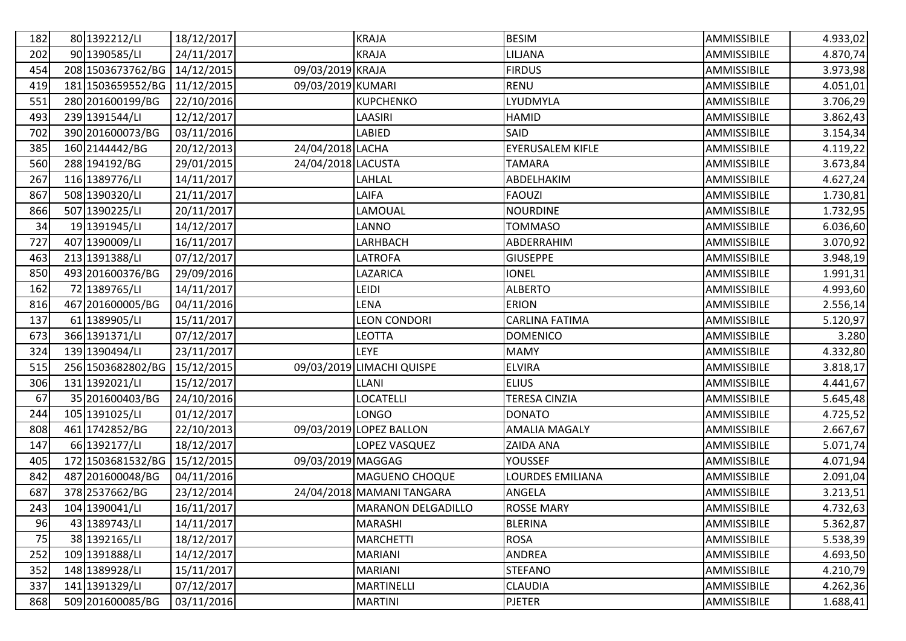| | | | | | | | | |
|---|---|---|---|---|---|---|---|---|
| 182 | 80 | 1392212/LI | 18/12/2017 | | KRAJA | BESIM | AMMISSIBILE | 4.933,02 |
| 202 | 90 | 1390585/LI | 24/11/2017 | | KRAJA | LILJANA | AMMISSIBILE | 4.870,74 |
| 454 | 208 | 1503673762/BG | 14/12/2015 | 09/03/2019 | KRAJA | FIRDUS | AMMISSIBILE | 3.973,98 |
| 419 | 181 | 1503659552/BG | 11/12/2015 | 09/03/2019 | KUMARI | RENU | AMMISSIBILE | 4.051,01 |
| 551 | 280 | 201600199/BG | 22/10/2016 | | KUPCHENKO | LYUDMYLA | AMMISSIBILE | 3.706,29 |
| 493 | 239 | 1391544/LI | 12/12/2017 | | LAASIRI | HAMID | AMMISSIBILE | 3.862,43 |
| 702 | 390 | 201600073/BG | 03/11/2016 | | LABIED | SAID | AMMISSIBILE | 3.154,34 |
| 385 | 160 | 2144442/BG | 20/12/2013 | 24/04/2018 | LACHA | EYERUSALEM KIFLE | AMMISSIBILE | 4.119,22 |
| 560 | 288 | 194192/BG | 29/01/2015 | 24/04/2018 | LACUSTA | TAMARA | AMMISSIBILE | 3.673,84 |
| 267 | 116 | 1389776/LI | 14/11/2017 | | LAHLAL | ABDELHAKIM | AMMISSIBILE | 4.627,24 |
| 867 | 508 | 1390320/LI | 21/11/2017 | | LAIFA | FAOUZI | AMMISSIBILE | 1.730,81 |
| 866 | 507 | 1390225/LI | 20/11/2017 | | LAMOUAL | NOURDINE | AMMISSIBILE | 1.732,95 |
| 34 | 19 | 1391945/LI | 14/12/2017 | | LANNO | TOMMASO | AMMISSIBILE | 6.036,60 |
| 727 | 407 | 1390009/LI | 16/11/2017 | | LARHBACH | ABDERRAHIM | AMMISSIBILE | 3.070,92 |
| 463 | 213 | 1391388/LI | 07/12/2017 | | LATROFA | GIUSEPPE | AMMISSIBILE | 3.948,19 |
| 850 | 493 | 201600376/BG | 29/09/2016 | | LAZARICA | IONEL | AMMISSIBILE | 1.991,31 |
| 162 | 72 | 1389765/LI | 14/11/2017 | | LEIDI | ALBERTO | AMMISSIBILE | 4.993,60 |
| 816 | 467 | 201600005/BG | 04/11/2016 | | LENA | ERION | AMMISSIBILE | 2.556,14 |
| 137 | 61 | 1389905/LI | 15/11/2017 | | LEON CONDORI | CARLINA FATIMA | AMMISSIBILE | 5.120,97 |
| 673 | 366 | 1391371/LI | 07/12/2017 | | LEOTTA | DOMENICO | AMMISSIBILE | 3.280 |
| 324 | 139 | 1390494/LI | 23/11/2017 | | LEYE | MAMY | AMMISSIBILE | 4.332,80 |
| 515 | 256 | 1503682802/BG | 15/12/2015 | 09/03/2019 | LIMACHI QUISPE | ELVIRA | AMMISSIBILE | 3.818,17 |
| 306 | 131 | 1392021/LI | 15/12/2017 | | LLANI | ELIUS | AMMISSIBILE | 4.441,67 |
| 67 | 35 | 201600403/BG | 24/10/2016 | | LOCATELLI | TERESA CINZIA | AMMISSIBILE | 5.645,48 |
| 244 | 105 | 1391025/LI | 01/12/2017 | | LONGO | DONATO | AMMISSIBILE | 4.725,52 |
| 808 | 461 | 1742852/BG | 22/10/2013 | 09/03/2019 | LOPEZ BALLON | AMALIA MAGALY | AMMISSIBILE | 2.667,67 |
| 147 | 66 | 1392177/LI | 18/12/2017 | | LOPEZ VASQUEZ | ZAIDA ANA | AMMISSIBILE | 5.071,74 |
| 405 | 172 | 1503681532/BG | 15/12/2015 | 09/03/2019 | MAGGAG | YOUSSEF | AMMISSIBILE | 4.071,94 |
| 842 | 487 | 201600048/BG | 04/11/2016 | | MAGUENO CHOQUE | LOURDES EMILIANA | AMMISSIBILE | 2.091,04 |
| 687 | 378 | 2537662/BG | 23/12/2014 | 24/04/2018 | MAMANI TANGARA | ANGELA | AMMISSIBILE | 3.213,51 |
| 243 | 104 | 1390041/LI | 16/11/2017 | | MARANON DELGADILLO | ROSSE MARY | AMMISSIBILE | 4.732,63 |
| 96 | 43 | 1389743/LI | 14/11/2017 | | MARASHI | BLERINA | AMMISSIBILE | 5.362,87 |
| 75 | 38 | 1392165/LI | 18/12/2017 | | MARCHETTI | ROSA | AMMISSIBILE | 5.538,39 |
| 252 | 109 | 1391888/LI | 14/12/2017 | | MARIANI | ANDREA | AMMISSIBILE | 4.693,50 |
| 352 | 148 | 1389928/LI | 15/11/2017 | | MARIANI | STEFANO | AMMISSIBILE | 4.210,79 |
| 337 | 141 | 1391329/LI | 07/12/2017 | | MARTINELLI | CLAUDIA | AMMISSIBILE | 4.262,36 |
| 868 | 509 | 201600085/BG | 03/11/2016 | | MARTINI | PJETER | AMMISSIBILE | 1.688,41 |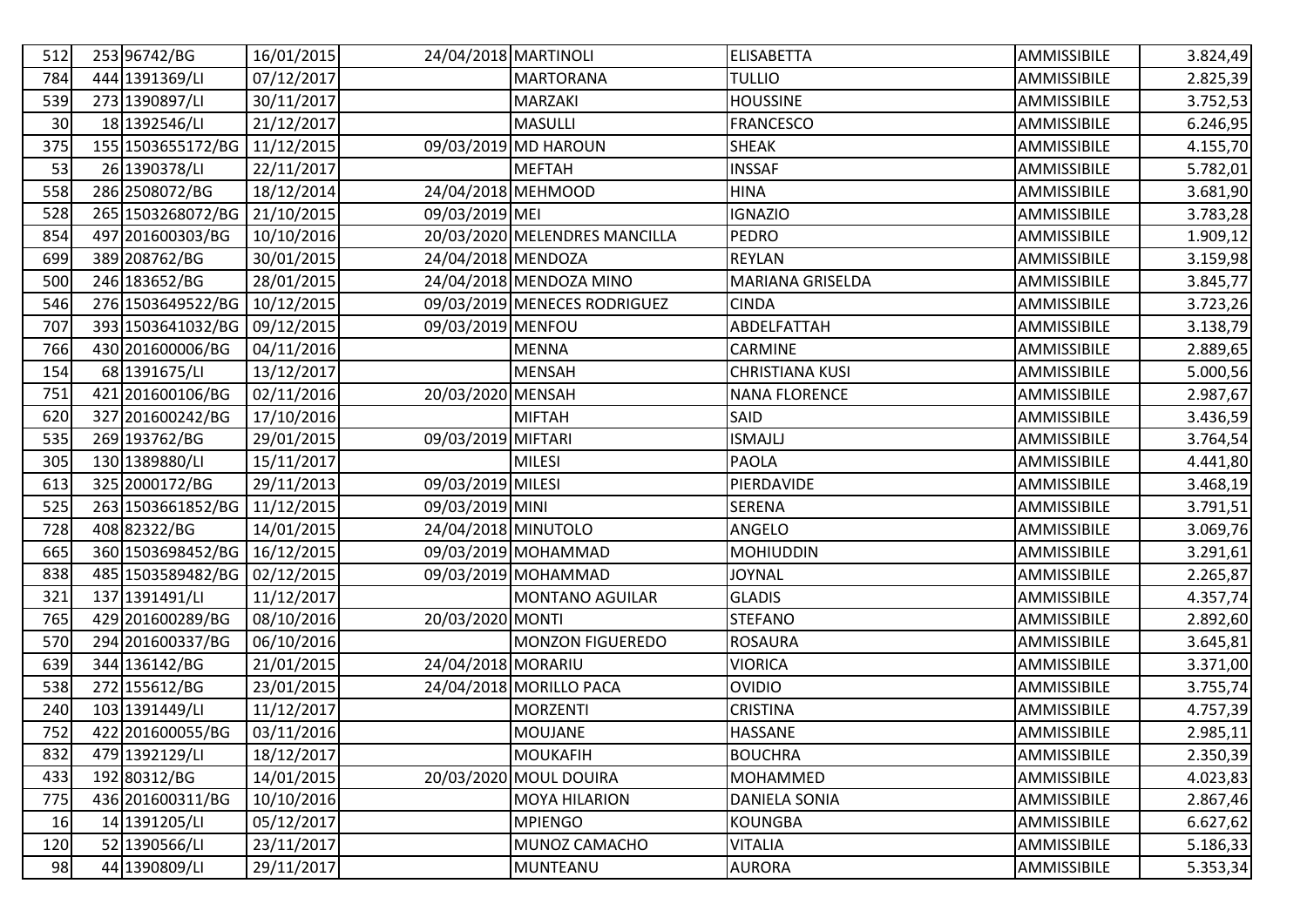| | | | | | | | | |
|---|---|---|---|---|---|---|---|---|
| 512 | 253 | 96742/BG | 16/01/2015 | 24/04/2018 | MARTINOLI | ELISABETTA | AMMISSIBILE | 3.824,49 |
| 784 | 444 | 1391369/LI | 07/12/2017 | | MARTORANA | TULLIO | AMMISSIBILE | 2.825,39 |
| 539 | 273 | 1390897/LI | 30/11/2017 | | MARZAKI | HOUSSINE | AMMISSIBILE | 3.752,53 |
| 30 | 18 | 1392546/LI | 21/12/2017 | | MASULLI | FRANCESCO | AMMISSIBILE | 6.246,95 |
| 375 | 155 | 1503655172/BG | 11/12/2015 | 09/03/2019 | MD HAROUN | SHEAK | AMMISSIBILE | 4.155,70 |
| 53 | 26 | 1390378/LI | 22/11/2017 | | MEFTAH | INSSAF | AMMISSIBILE | 5.782,01 |
| 558 | 286 | 2508072/BG | 18/12/2014 | 24/04/2018 | MEHMOOD | HINA | AMMISSIBILE | 3.681,90 |
| 528 | 265 | 1503268072/BG | 21/10/2015 | 09/03/2019 | MEI | IGNAZIO | AMMISSIBILE | 3.783,28 |
| 854 | 497 | 201600303/BG | 10/10/2016 | 20/03/2020 | MELENDRES MANCILLA | PEDRO | AMMISSIBILE | 1.909,12 |
| 699 | 389 | 208762/BG | 30/01/2015 | 24/04/2018 | MENDOZA | REYLAN | AMMISSIBILE | 3.159,98 |
| 500 | 246 | 183652/BG | 28/01/2015 | 24/04/2018 | MENDOZA MINO | MARIANA GRISELDA | AMMISSIBILE | 3.845,77 |
| 546 | 276 | 1503649522/BG | 10/12/2015 | 09/03/2019 | MENECES RODRIGUEZ | CINDA | AMMISSIBILE | 3.723,26 |
| 707 | 393 | 1503641032/BG | 09/12/2015 | 09/03/2019 | MENFOU | ABDELFATTAH | AMMISSIBILE | 3.138,79 |
| 766 | 430 | 201600006/BG | 04/11/2016 | | MENNA | CARMINE | AMMISSIBILE | 2.889,65 |
| 154 | 68 | 1391675/LI | 13/12/2017 | | MENSAH | CHRISTIANA KUSI | AMMISSIBILE | 5.000,56 |
| 751 | 421 | 201600106/BG | 02/11/2016 | 20/03/2020 | MENSAH | NANA FLORENCE | AMMISSIBILE | 2.987,67 |
| 620 | 327 | 201600242/BG | 17/10/2016 | | MIFTAH | SAID | AMMISSIBILE | 3.436,59 |
| 535 | 269 | 193762/BG | 29/01/2015 | 09/03/2019 | MIFTARI | ISMAJLJ | AMMISSIBILE | 3.764,54 |
| 305 | 130 | 1389880/LI | 15/11/2017 | | MILESI | PAOLA | AMMISSIBILE | 4.441,80 |
| 613 | 325 | 2000172/BG | 29/11/2013 | 09/03/2019 | MILESI | PIERDAVIDE | AMMISSIBILE | 3.468,19 |
| 525 | 263 | 1503661852/BG | 11/12/2015 | 09/03/2019 | MINI | SERENA | AMMISSIBILE | 3.791,51 |
| 728 | 408 | 82322/BG | 14/01/2015 | 24/04/2018 | MINUTOLO | ANGELO | AMMISSIBILE | 3.069,76 |
| 665 | 360 | 1503698452/BG | 16/12/2015 | 09/03/2019 | MOHAMMAD | MOHIUDDIN | AMMISSIBILE | 3.291,61 |
| 838 | 485 | 1503589482/BG | 02/12/2015 | 09/03/2019 | MOHAMMAD | JOYNAL | AMMISSIBILE | 2.265,87 |
| 321 | 137 | 1391491/LI | 11/12/2017 | | MONTANO AGUILAR | GLADIS | AMMISSIBILE | 4.357,74 |
| 765 | 429 | 201600289/BG | 08/10/2016 | 20/03/2020 | MONTI | STEFANO | AMMISSIBILE | 2.892,60 |
| 570 | 294 | 201600337/BG | 06/10/2016 | | MONZON FIGUEREDO | ROSAURA | AMMISSIBILE | 3.645,81 |
| 639 | 344 | 136142/BG | 21/01/2015 | 24/04/2018 | MORARIU | VIORICA | AMMISSIBILE | 3.371,00 |
| 538 | 272 | 155612/BG | 23/01/2015 | 24/04/2018 | MORILLO PACA | OVIDIO | AMMISSIBILE | 3.755,74 |
| 240 | 103 | 1391449/LI | 11/12/2017 | | MORZENTI | CRISTINA | AMMISSIBILE | 4.757,39 |
| 752 | 422 | 201600055/BG | 03/11/2016 | | MOUJANE | HASSANE | AMMISSIBILE | 2.985,11 |
| 832 | 479 | 1392129/LI | 18/12/2017 | | MOUKAFIH | BOUCHRA | AMMISSIBILE | 2.350,39 |
| 433 | 192 | 80312/BG | 14/01/2015 | 20/03/2020 | MOUL DOUIRA | MOHAMMED | AMMISSIBILE | 4.023,83 |
| 775 | 436 | 201600311/BG | 10/10/2016 | | MOYA HILARION | DANIELA SONIA | AMMISSIBILE | 2.867,46 |
| 16 | 14 | 1391205/LI | 05/12/2017 | | MPIENGO | KOUNGBA | AMMISSIBILE | 6.627,62 |
| 120 | 52 | 1390566/LI | 23/11/2017 | | MUNOZ CAMACHO | VITALIA | AMMISSIBILE | 5.186,33 |
| 98 | 44 | 1390809/LI | 29/11/2017 | | MUNTEANU | AURORA | AMMISSIBILE | 5.353,34 |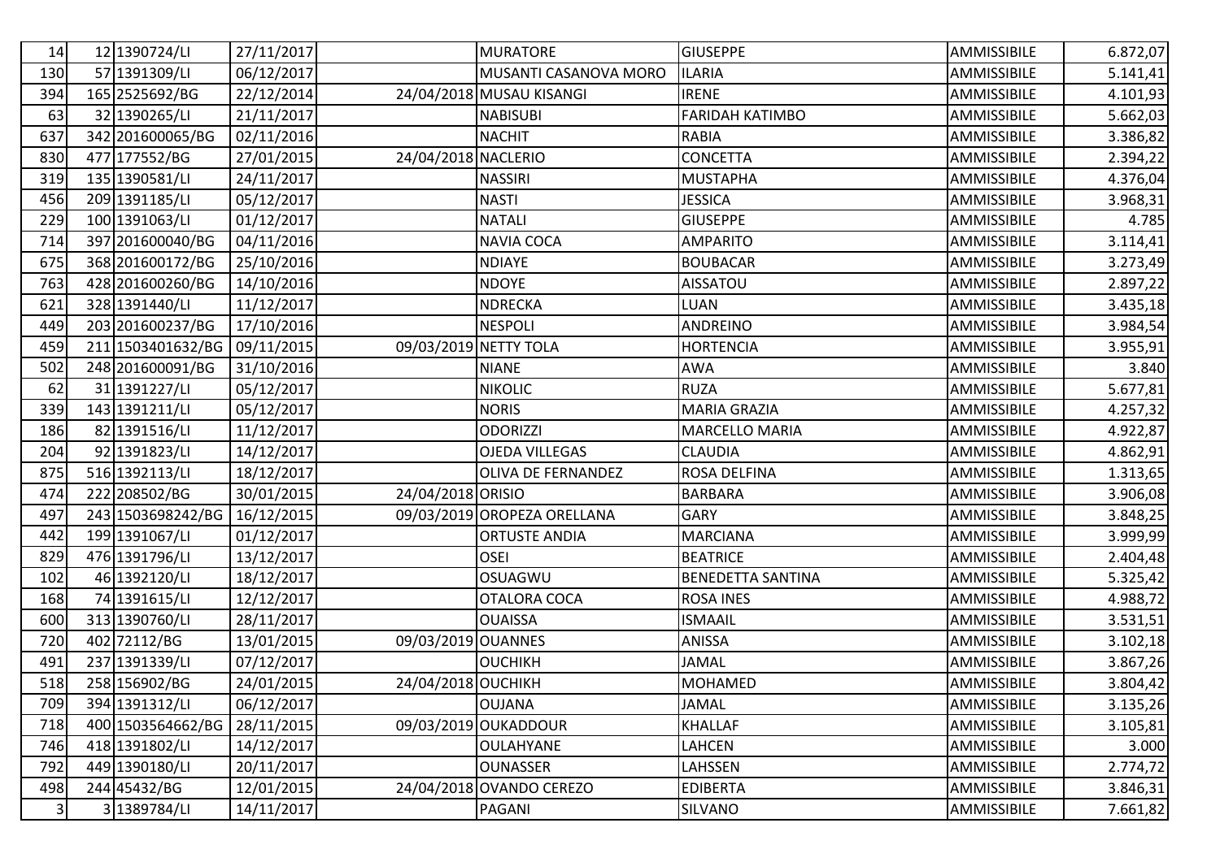| | | | | | | | | |
|---|---|---|---|---|---|---|---|---|
| 14 | 12 | 1390724/LI | 27/11/2017 | | MURATORE | GIUSEPPE | AMMISSIBILE | 6.872,07 |
| 130 | 57 | 1391309/LI | 06/12/2017 | | MUSANTI CASANOVA MORO | ILARIA | AMMISSIBILE | 5.141,41 |
| 394 | 165 | 2525692/BG | 22/12/2014 | 24/04/2018 | MUSAU KISANGI | IRENE | AMMISSIBILE | 4.101,93 |
| 63 | 32 | 1390265/LI | 21/11/2017 | | NABISUBI | FARIDAH KATIMBO | AMMISSIBILE | 5.662,03 |
| 637 | 342 | 201600065/BG | 02/11/2016 | | NACHIT | RABIA | AMMISSIBILE | 3.386,82 |
| 830 | 477 | 177552/BG | 27/01/2015 | 24/04/2018 | NACLERIO | CONCETTA | AMMISSIBILE | 2.394,22 |
| 319 | 135 | 1390581/LI | 24/11/2017 | | NASSIRI | MUSTAPHA | AMMISSIBILE | 4.376,04 |
| 456 | 209 | 1391185/LI | 05/12/2017 | | NASTI | JESSICA | AMMISSIBILE | 3.968,31 |
| 229 | 100 | 1391063/LI | 01/12/2017 | | NATALI | GIUSEPPE | AMMISSIBILE | 4.785 |
| 714 | 397 | 201600040/BG | 04/11/2016 | | NAVIA COCA | AMPARITO | AMMISSIBILE | 3.114,41 |
| 675 | 368 | 201600172/BG | 25/10/2016 | | NDIAYE | BOUBACAR | AMMISSIBILE | 3.273,49 |
| 763 | 428 | 201600260/BG | 14/10/2016 | | NDOYE | AISSATOU | AMMISSIBILE | 2.897,22 |
| 621 | 328 | 1391440/LI | 11/12/2017 | | NDRECKA | LUAN | AMMISSIBILE | 3.435,18 |
| 449 | 203 | 201600237/BG | 17/10/2016 | | NESPOLI | ANDREINO | AMMISSIBILE | 3.984,54 |
| 459 | 211 | 1503401632/BG | 09/11/2015 | 09/03/2019 | NETTY TOLA | HORTENCIA | AMMISSIBILE | 3.955,91 |
| 502 | 248 | 201600091/BG | 31/10/2016 | | NIANE | AWA | AMMISSIBILE | 3.840 |
| 62 | 31 | 1391227/LI | 05/12/2017 | | NIKOLIC | RUZA | AMMISSIBILE | 5.677,81 |
| 339 | 143 | 1391211/LI | 05/12/2017 | | NORIS | MARIA GRAZIA | AMMISSIBILE | 4.257,32 |
| 186 | 82 | 1391516/LI | 11/12/2017 | | ODORIZZI | MARCELLO MARIA | AMMISSIBILE | 4.922,87 |
| 204 | 92 | 1391823/LI | 14/12/2017 | | OJEDA VILLEGAS | CLAUDIA | AMMISSIBILE | 4.862,91 |
| 875 | 516 | 1392113/LI | 18/12/2017 | | OLIVA DE FERNANDEZ | ROSA DELFINA | AMMISSIBILE | 1.313,65 |
| 474 | 222 | 208502/BG | 30/01/2015 | 24/04/2018 | ORISIO | BARBARA | AMMISSIBILE | 3.906,08 |
| 497 | 243 | 1503698242/BG | 16/12/2015 | 09/03/2019 | OROPEZA ORELLANA | GARY | AMMISSIBILE | 3.848,25 |
| 442 | 199 | 1391067/LI | 01/12/2017 | | ORTUSTE ANDIA | MARCIANA | AMMISSIBILE | 3.999,99 |
| 829 | 476 | 1391796/LI | 13/12/2017 | | OSEI | BEATRICE | AMMISSIBILE | 2.404,48 |
| 102 | 46 | 1392120/LI | 18/12/2017 | | OSUAGWU | BENEDETTA SANTINA | AMMISSIBILE | 5.325,42 |
| 168 | 74 | 1391615/LI | 12/12/2017 | | OTALORA COCA | ROSA INES | AMMISSIBILE | 4.988,72 |
| 600 | 313 | 1390760/LI | 28/11/2017 | | OUAISSA | ISMAAIL | AMMISSIBILE | 3.531,51 |
| 720 | 402 | 72112/BG | 13/01/2015 | 09/03/2019 | OUANNES | ANISSA | AMMISSIBILE | 3.102,18 |
| 491 | 237 | 1391339/LI | 07/12/2017 | | OUCHIKH | JAMAL | AMMISSIBILE | 3.867,26 |
| 518 | 258 | 156902/BG | 24/01/2015 | 24/04/2018 | OUCHIKH | MOHAMED | AMMISSIBILE | 3.804,42 |
| 709 | 394 | 1391312/LI | 06/12/2017 | | OUJANA | JAMAL | AMMISSIBILE | 3.135,26 |
| 718 | 400 | 1503564662/BG | 28/11/2015 | 09/03/2019 | OUKADDOUR | KHALLAF | AMMISSIBILE | 3.105,81 |
| 746 | 418 | 1391802/LI | 14/12/2017 | | OULAHYANE | LAHCEN | AMMISSIBILE | 3.000 |
| 792 | 449 | 1390180/LI | 20/11/2017 | | OUNASSER | LAHSSEN | AMMISSIBILE | 2.774,72 |
| 498 | 244 | 45432/BG | 12/01/2015 | 24/04/2018 | OVANDO CEREZO | EDIBERTA | AMMISSIBILE | 3.846,31 |
| 3 | 3 | 1389784/LI | 14/11/2017 | | PAGANI | SILVANO | AMMISSIBILE | 7.661,82 |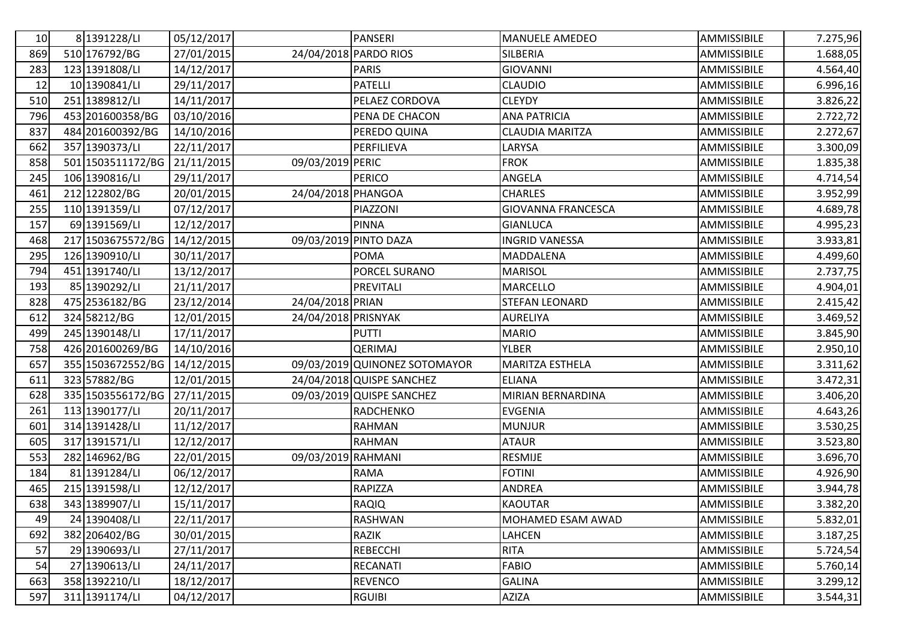| | | | | | | | | |
|---|---|---|---|---|---|---|---|---|
| 10 | 8 | 1391228/LI | 05/12/2017 | | PANSERI | MANUELE AMEDEO | AMMISSIBILE | 7.275,96 |
| 869 | 510 | 176792/BG | 27/01/2015 | 24/04/2018 | PARDO RIOS | SILBERIA | AMMISSIBILE | 1.688,05 |
| 283 | 123 | 1391808/LI | 14/12/2017 | | PARIS | GIOVANNI | AMMISSIBILE | 4.564,40 |
| 12 | 10 | 1390841/LI | 29/11/2017 | | PATELLI | CLAUDIO | AMMISSIBILE | 6.996,16 |
| 510 | 251 | 1389812/LI | 14/11/2017 | | PELAEZ CORDOVA | CLEYDY | AMMISSIBILE | 3.826,22 |
| 796 | 453 | 201600358/BG | 03/10/2016 | | PENA DE CHACON | ANA PATRICIA | AMMISSIBILE | 2.722,72 |
| 837 | 484 | 201600392/BG | 14/10/2016 | | PEREDO QUINA | CLAUDIA MARITZA | AMMISSIBILE | 2.272,67 |
| 662 | 357 | 1390373/LI | 22/11/2017 | | PERFILIEVA | LARYSA | AMMISSIBILE | 3.300,09 |
| 858 | 501 | 1503511172/BG | 21/11/2015 | 09/03/2019 | PERIC | FROK | AMMISSIBILE | 1.835,38 |
| 245 | 106 | 1390816/LI | 29/11/2017 | | PERICO | ANGELA | AMMISSIBILE | 4.714,54 |
| 461 | 212 | 122802/BG | 20/01/2015 | 24/04/2018 | PHANGOA | CHARLES | AMMISSIBILE | 3.952,99 |
| 255 | 110 | 1391359/LI | 07/12/2017 | | PIAZZONI | GIOVANNA FRANCESCA | AMMISSIBILE | 4.689,78 |
| 157 | 69 | 1391569/LI | 12/12/2017 | | PINNA | GIANLUCA | AMMISSIBILE | 4.995,23 |
| 468 | 217 | 1503675572/BG | 14/12/2015 | 09/03/2019 | PINTO DAZA | INGRID VANESSA | AMMISSIBILE | 3.933,81 |
| 295 | 126 | 1390910/LI | 30/11/2017 | | POMA | MADDALENA | AMMISSIBILE | 4.499,60 |
| 794 | 451 | 1391740/LI | 13/12/2017 | | PORCEL SURANO | MARISOL | AMMISSIBILE | 2.737,75 |
| 193 | 85 | 1390292/LI | 21/11/2017 | | PREVITALI | MARCELLO | AMMISSIBILE | 4.904,01 |
| 828 | 475 | 2536182/BG | 23/12/2014 | 24/04/2018 | PRIAN | STEFAN LEONARD | AMMISSIBILE | 2.415,42 |
| 612 | 324 | 58212/BG | 12/01/2015 | 24/04/2018 | PRISNYAK | AURELIYA | AMMISSIBILE | 3.469,52 |
| 499 | 245 | 1390148/LI | 17/11/2017 | | PUTTI | MARIO | AMMISSIBILE | 3.845,90 |
| 758 | 426 | 201600269/BG | 14/10/2016 | | QERIMAJ | YLBER | AMMISSIBILE | 2.950,10 |
| 657 | 355 | 1503672552/BG | 14/12/2015 | 09/03/2019 | QUINONEZ SOTOMAYOR | MARITZA ESTHELA | AMMISSIBILE | 3.311,62 |
| 611 | 323 | 57882/BG | 12/01/2015 | 24/04/2018 | QUISPE SANCHEZ | ELIANA | AMMISSIBILE | 3.472,31 |
| 628 | 335 | 1503556172/BG | 27/11/2015 | 09/03/2019 | QUISPE SANCHEZ | MIRIAN BERNARDINA | AMMISSIBILE | 3.406,20 |
| 261 | 113 | 1390177/LI | 20/11/2017 | | RADCHENKO | EVGENIA | AMMISSIBILE | 4.643,26 |
| 601 | 314 | 1391428/LI | 11/12/2017 | | RAHMAN | MUNJUR | AMMISSIBILE | 3.530,25 |
| 605 | 317 | 1391571/LI | 12/12/2017 | | RAHMAN | ATAUR | AMMISSIBILE | 3.523,80 |
| 553 | 282 | 146962/BG | 22/01/2015 | 09/03/2019 | RAHMANI | RESMIJE | AMMISSIBILE | 3.696,70 |
| 184 | 81 | 1391284/LI | 06/12/2017 | | RAMA | FOTINI | AMMISSIBILE | 4.926,90 |
| 465 | 215 | 1391598/LI | 12/12/2017 | | RAPIZZA | ANDREA | AMMISSIBILE | 3.944,78 |
| 638 | 343 | 1389907/LI | 15/11/2017 | | RAQIQ | KAOUTAR | AMMISSIBILE | 3.382,20 |
| 49 | 24 | 1390408/LI | 22/11/2017 | | RASHWAN | MOHAMED ESAM AWAD | AMMISSIBILE | 5.832,01 |
| 692 | 382 | 206402/BG | 30/01/2015 | | RAZIK | LAHCEN | AMMISSIBILE | 3.187,25 |
| 57 | 29 | 1390693/LI | 27/11/2017 | | REBECCHI | RITA | AMMISSIBILE | 5.724,54 |
| 54 | 27 | 1390613/LI | 24/11/2017 | | RECANATI | FABIO | AMMISSIBILE | 5.760,14 |
| 663 | 358 | 1392210/LI | 18/12/2017 | | REVENCO | GALINA | AMMISSIBILE | 3.299,12 |
| 597 | 311 | 1391174/LI | 04/12/2017 | | RGUIBI | AZIZA | AMMISSIBILE | 3.544,31 |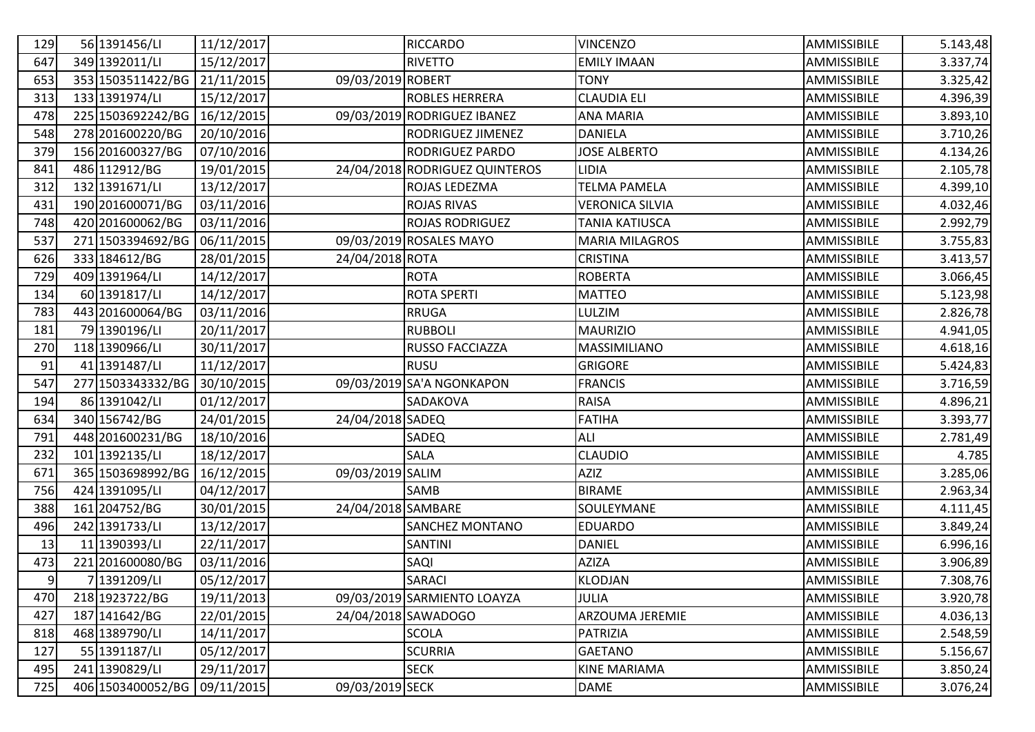| | | | | | | | | |
|---|---|---|---|---|---|---|---|---|
| 129 | 56 | 1391456/LI | 11/12/2017 | | RICCARDO | VINCENZO | AMMISSIBILE | 5.143,48 |
| 647 | 349 | 1392011/LI | 15/12/2017 | | RIVETTO | EMILY IMAAN | AMMISSIBILE | 3.337,74 |
| 653 | 353 | 1503511422/BG | 21/11/2015 | 09/03/2019 | ROBERT | TONY | AMMISSIBILE | 3.325,42 |
| 313 | 133 | 1391974/LI | 15/12/2017 | | ROBLES HERRERA | CLAUDIA ELI | AMMISSIBILE | 4.396,39 |
| 478 | 225 | 1503692242/BG | 16/12/2015 | 09/03/2019 | RODRIGUEZ IBANEZ | ANA MARIA | AMMISSIBILE | 3.893,10 |
| 548 | 278 | 201600220/BG | 20/10/2016 | | RODRIGUEZ JIMENEZ | DANIELA | AMMISSIBILE | 3.710,26 |
| 379 | 156 | 201600327/BG | 07/10/2016 | | RODRIGUEZ PARDO | JOSE ALBERTO | AMMISSIBILE | 4.134,26 |
| 841 | 486 | 112912/BG | 19/01/2015 | 24/04/2018 | RODRIGUEZ QUINTEROS | LIDIA | AMMISSIBILE | 2.105,78 |
| 312 | 132 | 1391671/LI | 13/12/2017 | | ROJAS LEDEZMA | TELMA PAMELA | AMMISSIBILE | 4.399,10 |
| 431 | 190 | 201600071/BG | 03/11/2016 | | ROJAS RIVAS | VERONICA SILVIA | AMMISSIBILE | 4.032,46 |
| 748 | 420 | 201600062/BG | 03/11/2016 | | ROJAS RODRIGUEZ | TANIA KATIUSCA | AMMISSIBILE | 2.992,79 |
| 537 | 271 | 1503394692/BG | 06/11/2015 | 09/03/2019 | ROSALES MAYO | MARIA MILAGROS | AMMISSIBILE | 3.755,83 |
| 626 | 333 | 184612/BG | 28/01/2015 | 24/04/2018 | ROTA | CRISTINA | AMMISSIBILE | 3.413,57 |
| 729 | 409 | 1391964/LI | 14/12/2017 | | ROTA | ROBERTA | AMMISSIBILE | 3.066,45 |
| 134 | 60 | 1391817/LI | 14/12/2017 | | ROTA SPERTI | MATTEO | AMMISSIBILE | 5.123,98 |
| 783 | 443 | 201600064/BG | 03/11/2016 | | RRUGA | LULZIM | AMMISSIBILE | 2.826,78 |
| 181 | 79 | 1390196/LI | 20/11/2017 | | RUBBOLI | MAURIZIO | AMMISSIBILE | 4.941,05 |
| 270 | 118 | 1390966/LI | 30/11/2017 | | RUSSO FACCIAZZA | MASSIMILIANO | AMMISSIBILE | 4.618,16 |
| 91 | 41 | 1391487/LI | 11/12/2017 | | RUSU | GRIGORE | AMMISSIBILE | 5.424,83 |
| 547 | 277 | 1503343332/BG | 30/10/2015 | 09/03/2019 | SA'A NGONKAPON | FRANCIS | AMMISSIBILE | 3.716,59 |
| 194 | 86 | 1391042/LI | 01/12/2017 | | SADAKOVA | RAISA | AMMISSIBILE | 4.896,21 |
| 634 | 340 | 156742/BG | 24/01/2015 | 24/04/2018 | SADEQ | FATIHA | AMMISSIBILE | 3.393,77 |
| 791 | 448 | 201600231/BG | 18/10/2016 | | SADEQ | ALI | AMMISSIBILE | 2.781,49 |
| 232 | 101 | 1392135/LI | 18/12/2017 | | SALA | CLAUDIO | AMMISSIBILE | 4.785 |
| 671 | 365 | 1503698992/BG | 16/12/2015 | 09/03/2019 | SALIM | AZIZ | AMMISSIBILE | 3.285,06 |
| 756 | 424 | 1391095/LI | 04/12/2017 | | SAMB | BIRAME | AMMISSIBILE | 2.963,34 |
| 388 | 161 | 204752/BG | 30/01/2015 | 24/04/2018 | SAMBARE | SOULEYMANE | AMMISSIBILE | 4.111,45 |
| 496 | 242 | 1391733/LI | 13/12/2017 | | SANCHEZ MONTANO | EDUARDO | AMMISSIBILE | 3.849,24 |
| 13 | 11 | 1390393/LI | 22/11/2017 | | SANTINI | DANIEL | AMMISSIBILE | 6.996,16 |
| 473 | 221 | 201600080/BG | 03/11/2016 | | SAQI | AZIZA | AMMISSIBILE | 3.906,89 |
| 9 | 7 | 1391209/LI | 05/12/2017 | | SARACI | KLODJAN | AMMISSIBILE | 7.308,76 |
| 470 | 218 | 1923722/BG | 19/11/2013 | 09/03/2019 | SARMIENTO LOAYZA | JULIA | AMMISSIBILE | 3.920,78 |
| 427 | 187 | 141642/BG | 22/01/2015 | 24/04/2018 | SAWADOGO | ARZOUMA JEREMIE | AMMISSIBILE | 4.036,13 |
| 818 | 468 | 1389790/LI | 14/11/2017 | | SCOLA | PATRIZIA | AMMISSIBILE | 2.548,59 |
| 127 | 55 | 1391187/LI | 05/12/2017 | | SCURRIA | GAETANO | AMMISSIBILE | 5.156,67 |
| 495 | 241 | 1390829/LI | 29/11/2017 | | SECK | KINE MARIAMA | AMMISSIBILE | 3.850,24 |
| 725 | 406 | 1503400052/BG | 09/11/2015 | 09/03/2019 | SECK | DAME | AMMISSIBILE | 3.076,24 |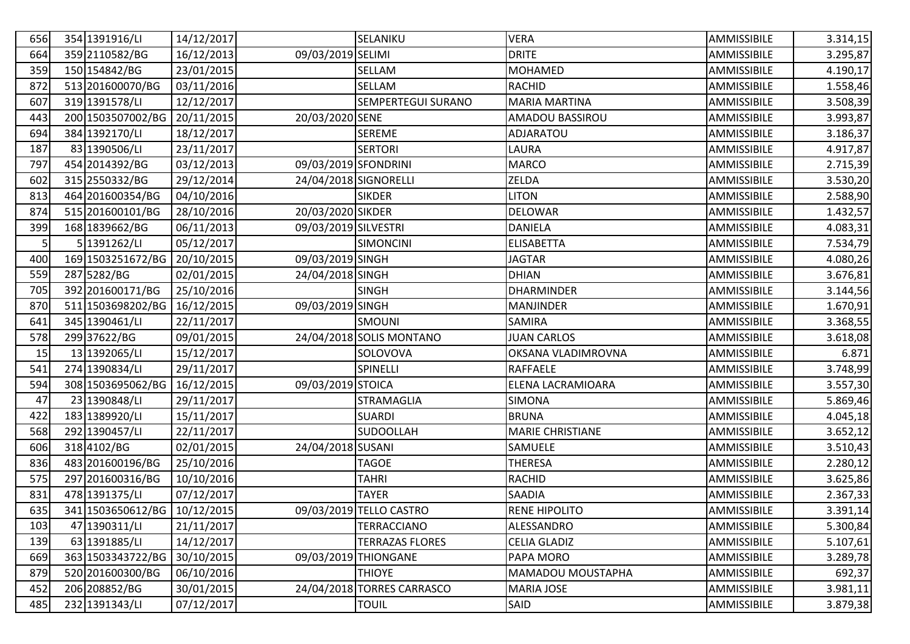| | | | | | | | | |
|---|---|---|---|---|---|---|---|---|
| 656 | 354 | 1391916/LI | 14/12/2017 | | SELANIKU | VERA | AMMISSIBILE | 3.314,15 |
| 664 | 359 | 2110582/BG | 16/12/2013 | 09/03/2019 | SELIMI | DRITE | AMMISSIBILE | 3.295,87 |
| 359 | 150 | 154842/BG | 23/01/2015 | | SELLAM | MOHAMED | AMMISSIBILE | 4.190,17 |
| 872 | 513 | 201600070/BG | 03/11/2016 | | SELLAM | RACHID | AMMISSIBILE | 1.558,46 |
| 607 | 319 | 1391578/LI | 12/12/2017 | | SEMPERTEGUI SURANO | MARIA MARTINA | AMMISSIBILE | 3.508,39 |
| 443 | 200 | 1503507002/BG | 20/11/2015 | 20/03/2020 | SENE | AMADOU BASSIROU | AMMISSIBILE | 3.993,87 |
| 694 | 384 | 1392170/LI | 18/12/2017 | | SEREME | ADJARATOU | AMMISSIBILE | 3.186,37 |
| 187 | 83 | 1390506/LI | 23/11/2017 | | SERTORI | LAURA | AMMISSIBILE | 4.917,87 |
| 797 | 454 | 2014392/BG | 03/12/2013 | 09/03/2019 | SFONDRINI | MARCO | AMMISSIBILE | 2.715,39 |
| 602 | 315 | 2550332/BG | 29/12/2014 | 24/04/2018 | SIGNORELLI | ZELDA | AMMISSIBILE | 3.530,20 |
| 813 | 464 | 201600354/BG | 04/10/2016 | | SIKDER | LITON | AMMISSIBILE | 2.588,90 |
| 874 | 515 | 201600101/BG | 28/10/2016 | 20/03/2020 | SIKDER | DELOWAR | AMMISSIBILE | 1.432,57 |
| 399 | 168 | 1839662/BG | 06/11/2013 | 09/03/2019 | SILVESTRI | DANIELA | AMMISSIBILE | 4.083,31 |
| 5 | 5 | 1391262/LI | 05/12/2017 | | SIMONCINI | ELISABETTA | AMMISSIBILE | 7.534,79 |
| 400 | 169 | 1503251672/BG | 20/10/2015 | 09/03/2019 | SINGH | JAGTAR | AMMISSIBILE | 4.080,26 |
| 559 | 287 | 5282/BG | 02/01/2015 | 24/04/2018 | SINGH | DHIAN | AMMISSIBILE | 3.676,81 |
| 705 | 392 | 201600171/BG | 25/10/2016 | | SINGH | DHARMINDER | AMMISSIBILE | 3.144,56 |
| 870 | 511 | 1503698202/BG | 16/12/2015 | 09/03/2019 | SINGH | MANJINDER | AMMISSIBILE | 1.670,91 |
| 641 | 345 | 1390461/LI | 22/11/2017 | | SMOUNI | SAMIRA | AMMISSIBILE | 3.368,55 |
| 578 | 299 | 37622/BG | 09/01/2015 | 24/04/2018 | SOLIS MONTANO | JUAN CARLOS | AMMISSIBILE | 3.618,08 |
| 15 | 13 | 1392065/LI | 15/12/2017 | | SOLOVOVA | OKSANA VLADIMROVNA | AMMISSIBILE | 6.871 |
| 541 | 274 | 1390834/LI | 29/11/2017 | | SPINELLI | RAFFAELE | AMMISSIBILE | 3.748,99 |
| 594 | 308 | 1503695062/BG | 16/12/2015 | 09/03/2019 | STOICA | ELENA LACRAMIOARA | AMMISSIBILE | 3.557,30 |
| 47 | 23 | 1390848/LI | 29/11/2017 | | STRAMAGLIA | SIMONA | AMMISSIBILE | 5.869,46 |
| 422 | 183 | 1389920/LI | 15/11/2017 | | SUARDI | BRUNA | AMMISSIBILE | 4.045,18 |
| 568 | 292 | 1390457/LI | 22/11/2017 | | SUDOOLLAH | MARIE CHRISTIANE | AMMISSIBILE | 3.652,12 |
| 606 | 318 | 4102/BG | 02/01/2015 | 24/04/2018 | SUSANI | SAMUELE | AMMISSIBILE | 3.510,43 |
| 836 | 483 | 201600196/BG | 25/10/2016 | | TAGOE | THERESA | AMMISSIBILE | 2.280,12 |
| 575 | 297 | 201600316/BG | 10/10/2016 | | TAHRI | RACHID | AMMISSIBILE | 3.625,86 |
| 831 | 478 | 1391375/LI | 07/12/2017 | | TAYER | SAADIA | AMMISSIBILE | 2.367,33 |
| 635 | 341 | 1503650612/BG | 10/12/2015 | 09/03/2019 | TELLO CASTRO | RENE HIPOLITO | AMMISSIBILE | 3.391,14 |
| 103 | 47 | 1390311/LI | 21/11/2017 | | TERRACCIANO | ALESSANDRO | AMMISSIBILE | 5.300,84 |
| 139 | 63 | 1391885/LI | 14/12/2017 | | TERRAZAS FLORES | CELIA GLADIZ | AMMISSIBILE | 5.107,61 |
| 669 | 363 | 1503343722/BG | 30/10/2015 | 09/03/2019 | THIONGANE | PAPA MORO | AMMISSIBILE | 3.289,78 |
| 879 | 520 | 201600300/BG | 06/10/2016 | | THIOYE | MAMADOU MOUSTAPHA | AMMISSIBILE | 692,37 |
| 452 | 206 | 208852/BG | 30/01/2015 | 24/04/2018 | TORRES CARRASCO | MARIA JOSE | AMMISSIBILE | 3.981,11 |
| 485 | 232 | 1391343/LI | 07/12/2017 | | TOUIL | SAID | AMMISSIBILE | 3.879,38 |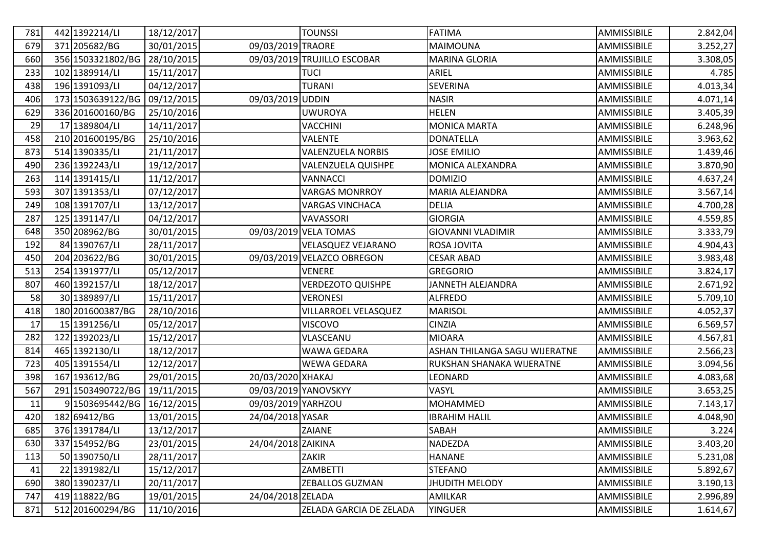| | | | | | | | | |
|---|---|---|---|---|---|---|---|---|
| 781 | 442 | 1392214/LI | 18/12/2017 | | TOUNSSI | FATIMA | AMMISSIBILE | 2.842,04 |
| 679 | 371 | 205682/BG | 30/01/2015 | 09/03/2019 | TRAORE | MAIMOUNA | AMMISSIBILE | 3.252,27 |
| 660 | 356 | 1503321802/BG | 28/10/2015 | 09/03/2019 | TRUJILLO ESCOBAR | MARINA GLORIA | AMMISSIBILE | 3.308,05 |
| 233 | 102 | 1389914/LI | 15/11/2017 | | TUCI | ARIEL | AMMISSIBILE | 4.785 |
| 438 | 196 | 1391093/LI | 04/12/2017 | | TURANI | SEVERINA | AMMISSIBILE | 4.013,34 |
| 406 | 173 | 1503639122/BG | 09/12/2015 | 09/03/2019 | UDDIN | NASIR | AMMISSIBILE | 4.071,14 |
| 629 | 336 | 201600160/BG | 25/10/2016 | | UWUROYA | HELEN | AMMISSIBILE | 3.405,39 |
| 29 | 17 | 1389804/LI | 14/11/2017 | | VACCHINI | MONICA MARTA | AMMISSIBILE | 6.248,96 |
| 458 | 210 | 201600195/BG | 25/10/2016 | | VALENTE | DONATELLA | AMMISSIBILE | 3.963,62 |
| 873 | 514 | 1390335/LI | 21/11/2017 | | VALENZUELA NORBIS | JOSE EMILIO | AMMISSIBILE | 1.439,46 |
| 490 | 236 | 1392243/LI | 19/12/2017 | | VALENZUELA QUISHPE | MONICA ALEXANDRA | AMMISSIBILE | 3.870,90 |
| 263 | 114 | 1391415/LI | 11/12/2017 | | VANNACCI | DOMIZIO | AMMISSIBILE | 4.637,24 |
| 593 | 307 | 1391353/LI | 07/12/2017 | | VARGAS MONRROY | MARIA ALEJANDRA | AMMISSIBILE | 3.567,14 |
| 249 | 108 | 1391707/LI | 13/12/2017 | | VARGAS VINCHACA | DELIA | AMMISSIBILE | 4.700,28 |
| 287 | 125 | 1391147/LI | 04/12/2017 | | VAVASSORI | GIORGIA | AMMISSIBILE | 4.559,85 |
| 648 | 350 | 208962/BG | 30/01/2015 | 09/03/2019 | VELA TOMAS | GIOVANNI VLADIMIR | AMMISSIBILE | 3.333,79 |
| 192 | 84 | 1390767/LI | 28/11/2017 | | VELASQUEZ VEJARANO | ROSA JOVITA | AMMISSIBILE | 4.904,43 |
| 450 | 204 | 203622/BG | 30/01/2015 | 09/03/2019 | VELAZCO OBREGON | CESAR ABAD | AMMISSIBILE | 3.983,48 |
| 513 | 254 | 1391977/LI | 05/12/2017 | | VENERE | GREGORIO | AMMISSIBILE | 3.824,17 |
| 807 | 460 | 1392157/LI | 18/12/2017 | | VERDEZOTO QUISHPE | JANNETH ALEJANDRA | AMMISSIBILE | 2.671,92 |
| 58 | 30 | 1389897/LI | 15/11/2017 | | VERONESI | ALFREDO | AMMISSIBILE | 5.709,10 |
| 418 | 180 | 201600387/BG | 28/10/2016 | | VILLARROEL VELASQUEZ | MARISOL | AMMISSIBILE | 4.052,37 |
| 17 | 15 | 1391256/LI | 05/12/2017 | | VISCOVO | CINZIA | AMMISSIBILE | 6.569,57 |
| 282 | 122 | 1392023/LI | 15/12/2017 | | VLASCEANU | MIOARA | AMMISSIBILE | 4.567,81 |
| 814 | 465 | 1392130/LI | 18/12/2017 | | WAWA GEDARA | ASHAN THILANGA SAGU WIJERATNE | AMMISSIBILE | 2.566,23 |
| 723 | 405 | 1391554/LI | 12/12/2017 | | WEWA GEDARA | RUKSHAN SHANAKA WIJERATNE | AMMISSIBILE | 3.094,56 |
| 398 | 167 | 193612/BG | 29/01/2015 | 20/03/2020 | XHAKAJ | LEONARD | AMMISSIBILE | 4.083,68 |
| 567 | 291 | 1503490722/BG | 19/11/2015 | 09/03/2019 | YANOVSKYY | VASYL | AMMISSIBILE | 3.653,25 |
| 11 | 9 | 1503695442/BG | 16/12/2015 | 09/03/2019 | YARHZOU | MOHAMMED | AMMISSIBILE | 7.143,17 |
| 420 | 182 | 69412/BG | 13/01/2015 | 24/04/2018 | YASAR | IBRAHIM HALIL | AMMISSIBILE | 4.048,90 |
| 685 | 376 | 1391784/LI | 13/12/2017 | | ZAIANE | SABAH | AMMISSIBILE | 3.224 |
| 630 | 337 | 154952/BG | 23/01/2015 | 24/04/2018 | ZAIKINA | NADEZDA | AMMISSIBILE | 3.403,20 |
| 113 | 50 | 1390750/LI | 28/11/2017 | | ZAKIR | HANANE | AMMISSIBILE | 5.231,08 |
| 41 | 22 | 1391982/LI | 15/12/2017 | | ZAMBETTI | STEFANO | AMMISSIBILE | 5.892,67 |
| 690 | 380 | 1390237/LI | 20/11/2017 | | ZEBALLOS GUZMAN | JHUDITH MELODY | AMMISSIBILE | 3.190,13 |
| 747 | 419 | 118822/BG | 19/01/2015 | 24/04/2018 | ZELADA | AMILKAR | AMMISSIBILE | 2.996,89 |
| 871 | 512 | 201600294/BG | 11/10/2016 | | ZELADA GARCIA DE ZELADA | YINGUER | AMMISSIBILE | 1.614,67 |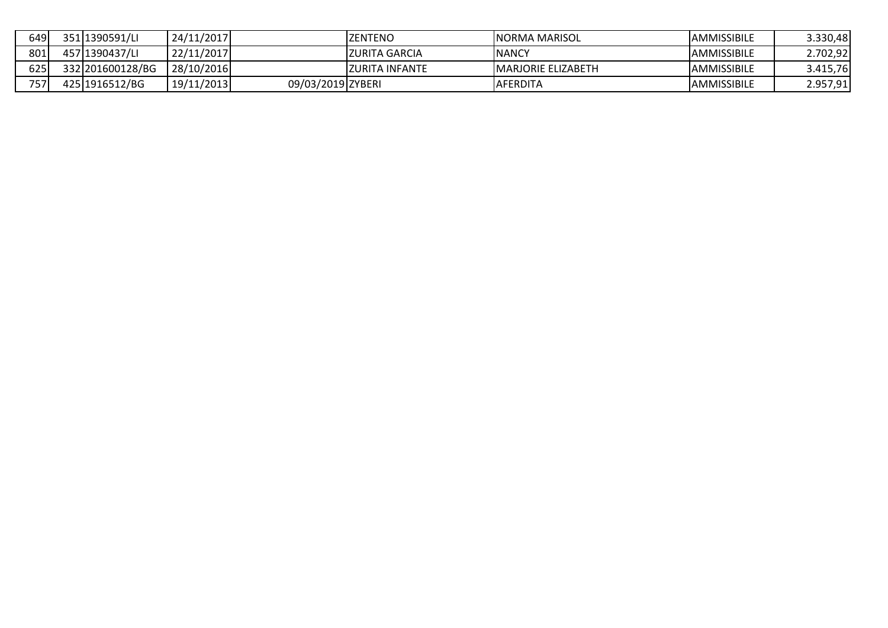| | | | | | | | | |
|---|---|---|---|---|---|---|---|---|
| 649 | 351 | 1390591/LI | 24/11/2017 | | ZENTENO | NORMA MARISOL | AMMISSIBILE | 3.330,48 |
| 801 | 457 | 1390437/LI | 22/11/2017 | | ZURITA GARCIA | NANCY | AMMISSIBILE | 2.702,92 |
| 625 | 332 | 201600128/BG | 28/10/2016 | | ZURITA INFANTE | MARJORIE ELIZABETH | AMMISSIBILE | 3.415,76 |
| 757 | 425 | 1916512/BG | 19/11/2013 | 09/03/2019 | ZYBERI | AFERDITA | AMMISSIBILE | 2.957,91 |